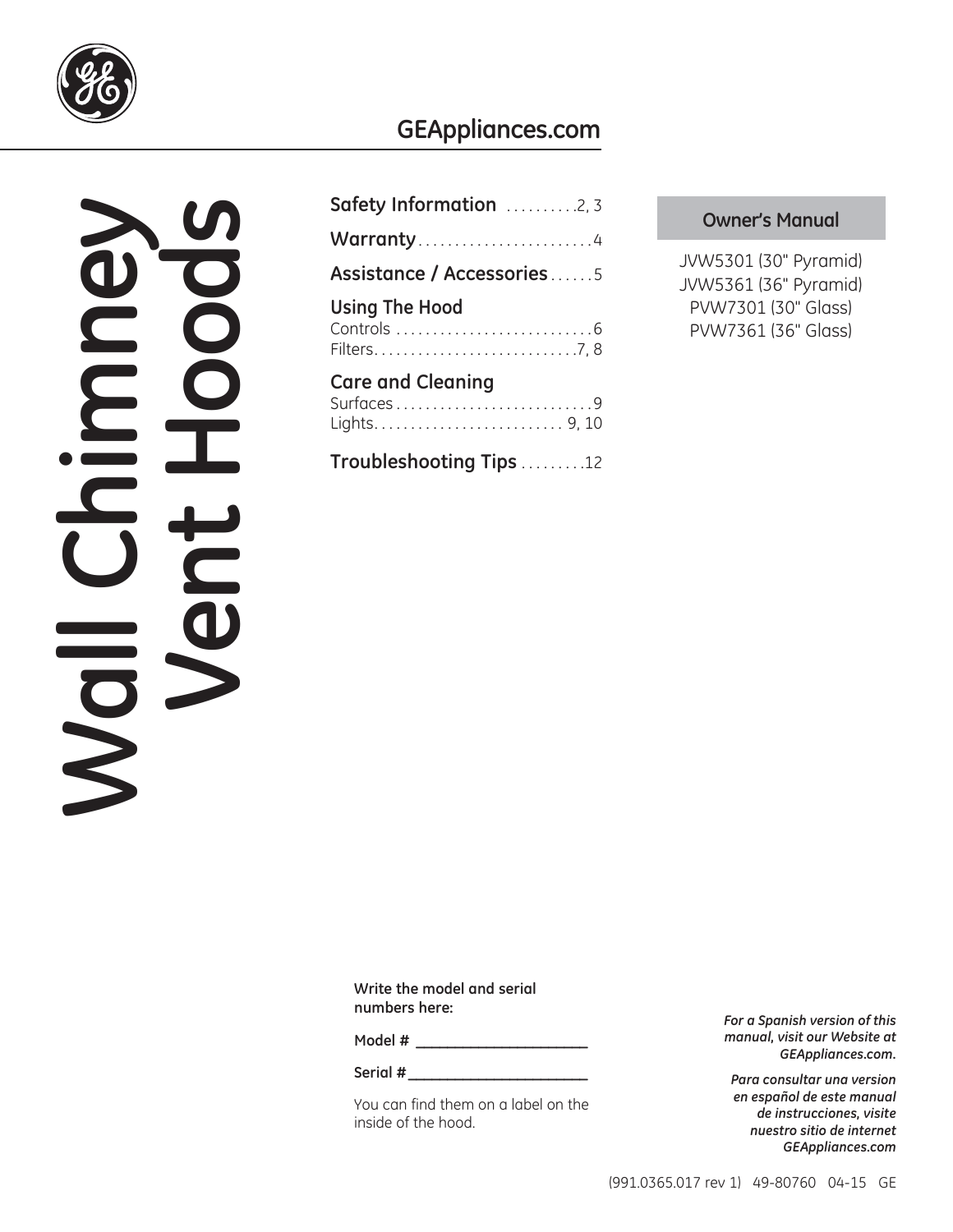GEAppliances.com

# Wall Chimney Vent Hoods

| | |
|---|---|
| **Safety Information** | 2, 3 |
| **Warranty** | 4 |
| **Assistance / Accessories** | 5 |
| **Using The Hood** | |
| Controls | 6 |
| Filters | 7, 8 |
| **Care and Cleaning** | |
| Surfaces | 9 |
| Lights | 9, 10 |
| **Troubleshooting Tips** | 12 |

## Owner's Manual

JVW5301 (30" Pyramid)
JVW5361 (36" Pyramid)
PVW7301 (30" Glass)
PVW7361 (36" Glass)

**Write the model and serial numbers here:**

**Model #** _______________________

**Serial #**_______________________

You can find them on a label on the inside of the hood.

***For a Spanish version of this manual, visit our Website at GEAppliances.com.***

***Para consultar una version en español de este manual de instrucciones, visite nuestro sitio de internet GEAppliances.com***

(991.0365.017 rev 1) 49-80760 04-15 GE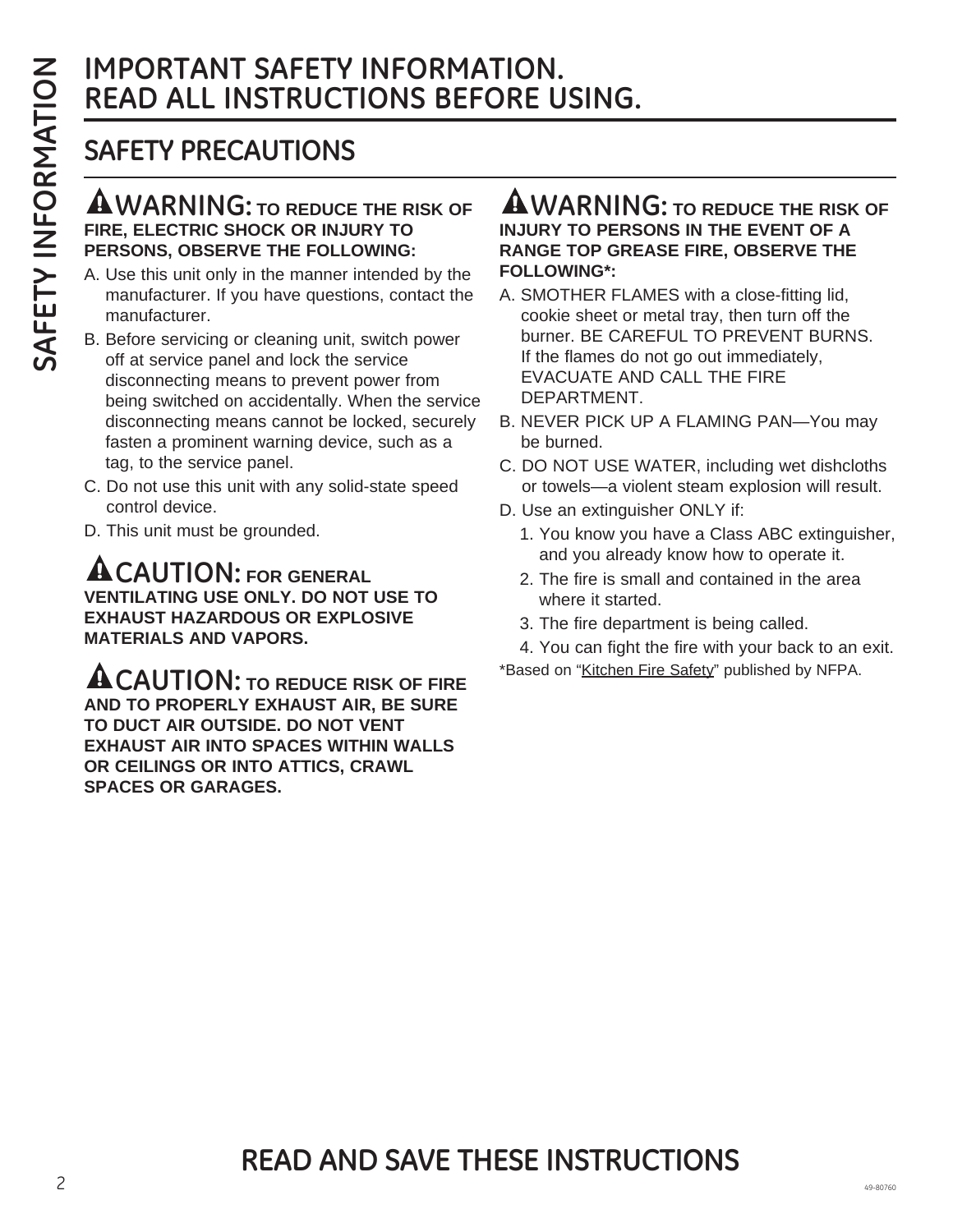# IMPORTANT SAFETY INFORMATION. READ ALL INSTRUCTIONS BEFORE USING.

## SAFETY PRECAUTIONS

**⚠WARNING: TO REDUCE THE RISK OF FIRE, ELECTRIC SHOCK OR INJURY TO PERSONS, OBSERVE THE FOLLOWING:**

A. Use this unit only in the manner intended by the manufacturer. If you have questions, contact the manufacturer.

B. Before servicing or cleaning unit, switch power off at service panel and lock the service disconnecting means to prevent power from being switched on accidentally. When the service disconnecting means cannot be locked, securely fasten a prominent warning device, such as a tag, to the service panel.

C. Do not use this unit with any solid-state speed control device.

D. This unit must be grounded.

**⚠CAUTION: FOR GENERAL VENTILATING USE ONLY. DO NOT USE TO EXHAUST HAZARDOUS OR EXPLOSIVE MATERIALS AND VAPORS.**

**⚠CAUTION: TO REDUCE RISK OF FIRE AND TO PROPERLY EXHAUST AIR, BE SURE TO DUCT AIR OUTSIDE. DO NOT VENT EXHAUST AIR INTO SPACES WITHIN WALLS OR CEILINGS OR INTO ATTICS, CRAWL SPACES OR GARAGES.**

**⚠WARNING: TO REDUCE THE RISK OF INJURY TO PERSONS IN THE EVENT OF A RANGE TOP GREASE FIRE, OBSERVE THE FOLLOWING*:**

A. SMOTHER FLAMES with a close-fitting lid, cookie sheet or metal tray, then turn off the burner. BE CAREFUL TO PREVENT BURNS. If the flames do not go out immediately, EVACUATE AND CALL THE FIRE DEPARTMENT.

B. NEVER PICK UP A FLAMING PAN—You may be burned.

C. DO NOT USE WATER, including wet dishcloths or towels—a violent steam explosion will result.

D. Use an extinguisher ONLY if:

1. You know you have a Class ABC extinguisher, and you already know how to operate it.
2. The fire is small and contained in the area where it started.
3. The fire department is being called.
4. You can fight the fire with your back to an exit.

*Based on "Kitchen Fire Safety" published by NFPA.

## READ AND SAVE THESE INSTRUCTIONS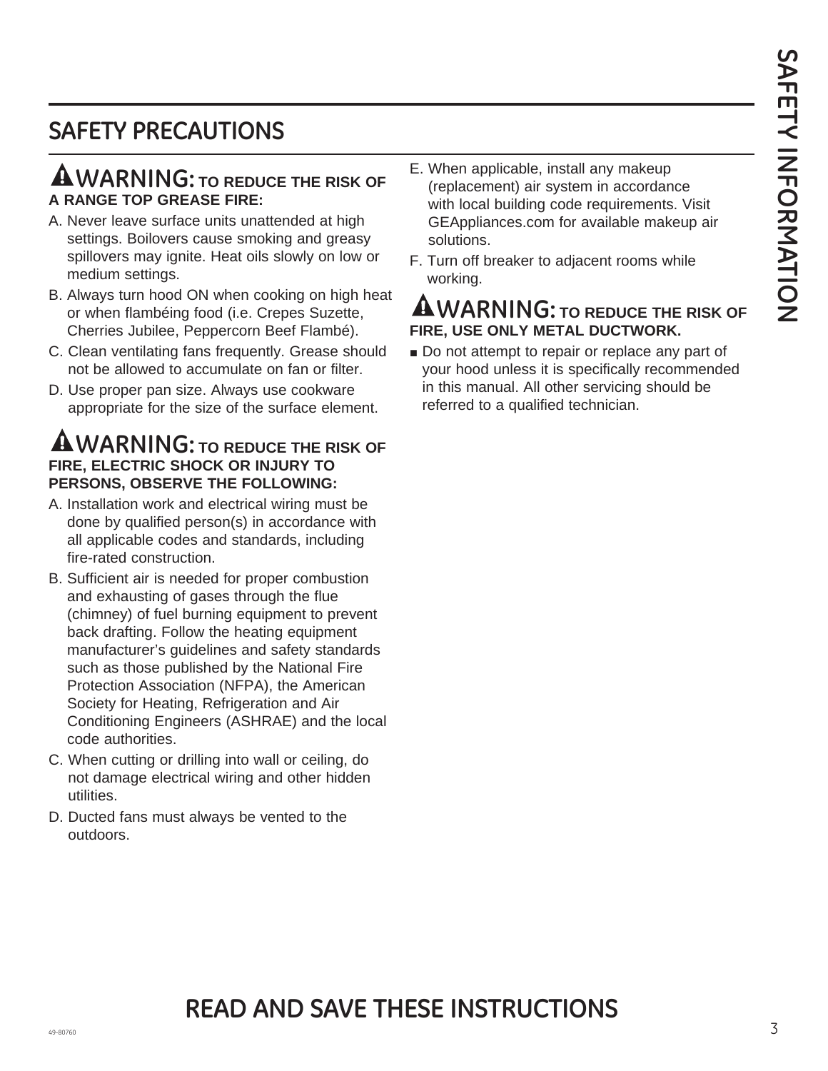## SAFETY PRECAUTIONS

### ⚠ WARNING: TO REDUCE THE RISK OF A RANGE TOP GREASE FIRE:

A. Never leave surface units unattended at high settings. Boilovers cause smoking and greasy spillovers may ignite. Heat oils slowly on low or medium settings.

B. Always turn hood ON when cooking on high heat or when flambéing food (i.e. Crepes Suzette, Cherries Jubilee, Peppercorn Beef Flambé).

C. Clean ventilating fans frequently. Grease should not be allowed to accumulate on fan or filter.

D. Use proper pan size. Always use cookware appropriate for the size of the surface element.

### ⚠ WARNING: TO REDUCE THE RISK OF FIRE, ELECTRIC SHOCK OR INJURY TO PERSONS, OBSERVE THE FOLLOWING:

A. Installation work and electrical wiring must be done by qualified person(s) in accordance with all applicable codes and standards, including fire-rated construction.

B. Sufficient air is needed for proper combustion and exhausting of gases through the flue (chimney) of fuel burning equipment to prevent back drafting. Follow the heating equipment manufacturer's guidelines and safety standards such as those published by the National Fire Protection Association (NFPA), the American Society for Heating, Refrigeration and Air Conditioning Engineers (ASHRAE) and the local code authorities.

C. When cutting or drilling into wall or ceiling, do not damage electrical wiring and other hidden utilities.

D. Ducted fans must always be vented to the outdoors.

E. When applicable, install any makeup (replacement) air system in accordance with local building code requirements. Visit GEAppliances.com for available makeup air solutions.

F. Turn off breaker to adjacent rooms while working.

### ⚠ WARNING: TO REDUCE THE RISK OF FIRE, USE ONLY METAL DUCTWORK.

- Do not attempt to repair or replace any part of your hood unless it is specifically recommended in this manual. All other servicing should be referred to a qualified technician.

## READ AND SAVE THESE INSTRUCTIONS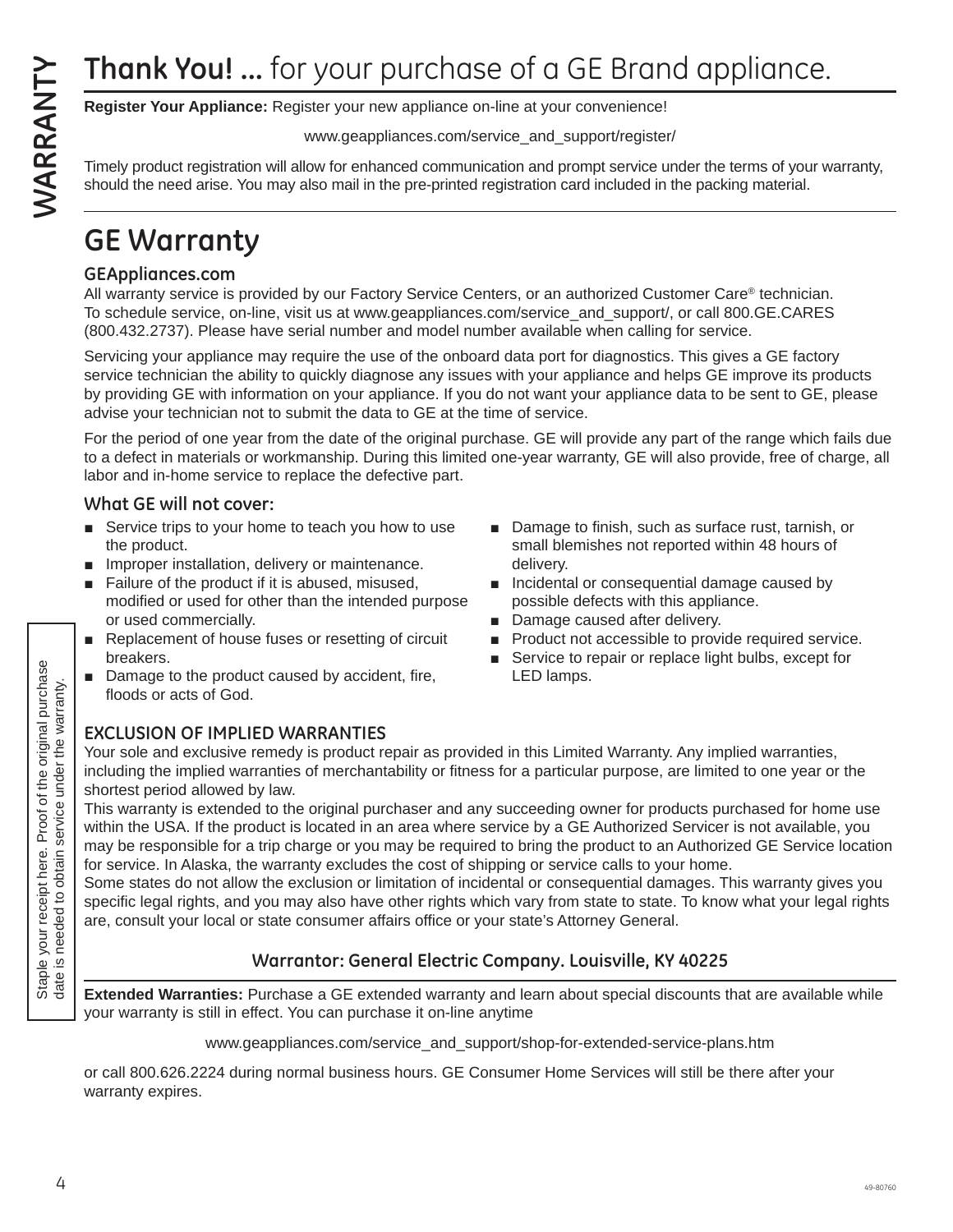# **Thank You! ...** for your purchase of a GE Brand appliance.

**Register Your Appliance:** Register your new appliance on-line at your convenience!

www.geappliances.com/service_and_support/register/

Timely product registration will allow for enhanced communication and prompt service under the terms of your warranty, should the need arise. You may also mail in the pre-printed registration card included in the packing material.

## GE Warranty

### GEAppliances.com

All warranty service is provided by our Factory Service Centers, or an authorized Customer Care® technician. To schedule service, on-line, visit us at www.geappliances.com/service_and_support/, or call 800.GE.CARES (800.432.2737). Please have serial number and model number available when calling for service.

Servicing your appliance may require the use of the onboard data port for diagnostics. This gives a GE factory service technician the ability to quickly diagnose any issues with your appliance and helps GE improve its products by providing GE with information on your appliance. If you do not want your appliance data to be sent to GE, please advise your technician not to submit the data to GE at the time of service.

For the period of one year from the date of the original purchase. GE will provide any part of the range which fails due to a defect in materials or workmanship. During this limited one-year warranty, GE will also provide, free of charge, all labor and in-home service to replace the defective part.

### What GE will not cover:

- Service trips to your home to teach you how to use the product.
- Improper installation, delivery or maintenance.
- Failure of the product if it is abused, misused, modified or used for other than the intended purpose or used commercially.
- Replacement of house fuses or resetting of circuit breakers.
- Damage to the product caused by accident, fire, floods or acts of God.
- Damage to finish, such as surface rust, tarnish, or small blemishes not reported within 48 hours of delivery.
- Incidental or consequential damage caused by possible defects with this appliance.
- Damage caused after delivery.
- Product not accessible to provide required service.
- Service to repair or replace light bulbs, except for LED lamps.

Staple your receipt here. Proof of the original purchase date is needed to obtain service under the warranty.

### EXCLUSION OF IMPLIED WARRANTIES

Your sole and exclusive remedy is product repair as provided in this Limited Warranty. Any implied warranties, including the implied warranties of merchantability or fitness for a particular purpose, are limited to one year or the shortest period allowed by law.

This warranty is extended to the original purchaser and any succeeding owner for products purchased for home use within the USA. If the product is located in an area where service by a GE Authorized Servicer is not available, you may be responsible for a trip charge or you may be required to bring the product to an Authorized GE Service location for service. In Alaska, the warranty excludes the cost of shipping or service calls to your home.

Some states do not allow the exclusion or limitation of incidental or consequential damages. This warranty gives you specific legal rights, and you may also have other rights which vary from state to state. To know what your legal rights are, consult your local or state consumer affairs office or your state's Attorney General.

**Warrantor: General Electric Company. Louisville, KY 40225**

**Extended Warranties:** Purchase a GE extended warranty and learn about special discounts that are available while your warranty is still in effect. You can purchase it on-line anytime

www.geappliances.com/service_and_support/shop-for-extended-service-plans.htm

or call 800.626.2224 during normal business hours. GE Consumer Home Services will still be there after your warranty expires.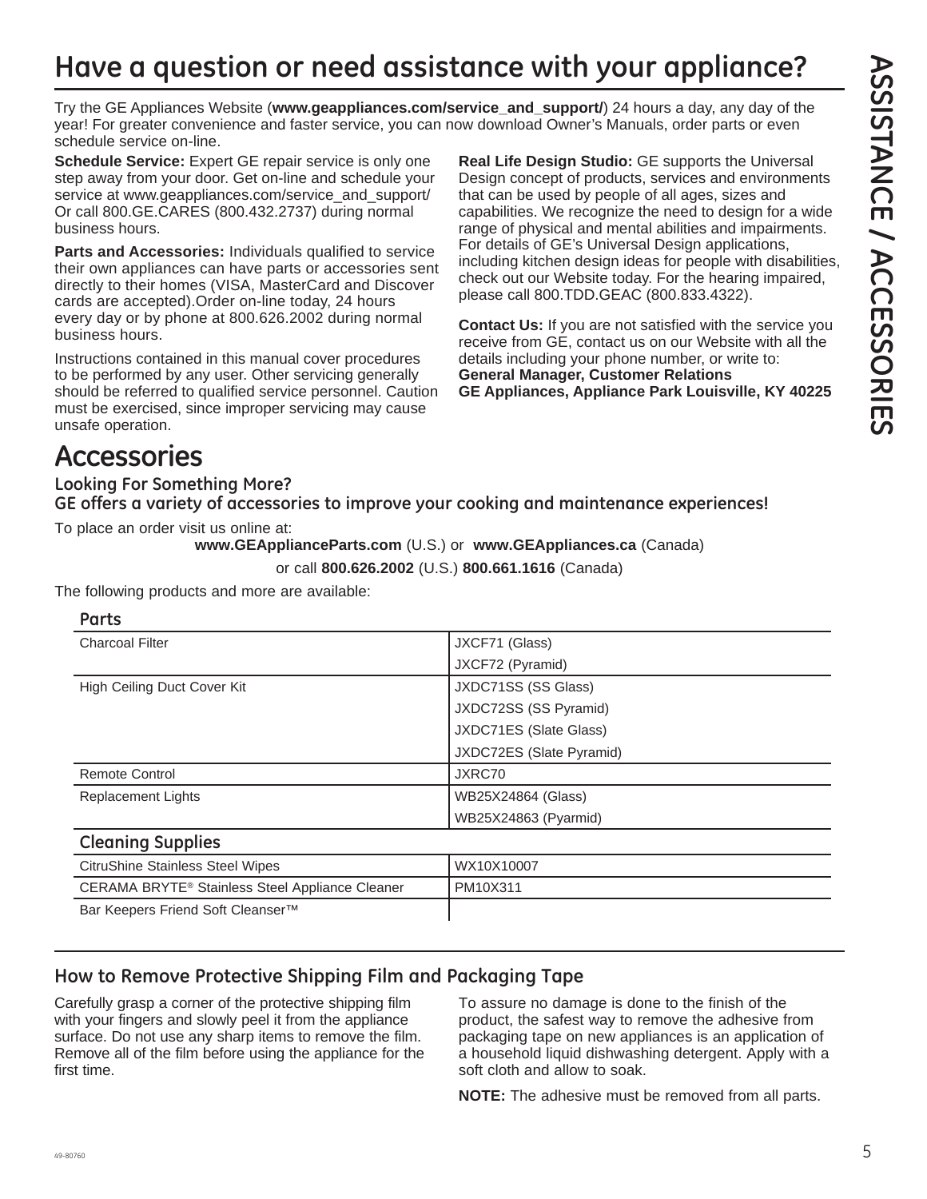# Have a question or need assistance with your appliance?

Try the GE Appliances Website (**www.geappliances.com/service_and_support/**) 24 hours a day, any day of the year! For greater convenience and faster service, you can now download Owner's Manuals, order parts or even schedule service on-line.

**Schedule Service:** Expert GE repair service is only one step away from your door. Get on-line and schedule your service at www.geappliances.com/service_and_support/ Or call 800.GE.CARES (800.432.2737) during normal business hours.

**Parts and Accessories:** Individuals qualified to service their own appliances can have parts or accessories sent directly to their homes (VISA, MasterCard and Discover cards are accepted).Order on-line today, 24 hours every day or by phone at 800.626.2002 during normal business hours.

Instructions contained in this manual cover procedures to be performed by any user. Other servicing generally should be referred to qualified service personnel. Caution must be exercised, since improper servicing may cause unsafe operation.

**Real Life Design Studio:** GE supports the Universal Design concept of products, services and environments that can be used by people of all ages, sizes and capabilities. We recognize the need to design for a wide range of physical and mental abilities and impairments. For details of GE's Universal Design applications, including kitchen design ideas for people with disabilities, check out our Website today. For the hearing impaired, please call 800.TDD.GEAC (800.833.4322).

**Contact Us:** If you are not satisfied with the service you receive from GE, contact us on our Website with all the details including your phone number, or write to:
**General Manager, Customer Relations**
**GE Appliances, Appliance Park Louisville, KY 40225**

# Accessories

### Looking For Something More?
### GE offers a variety of accessories to improve your cooking and maintenance experiences!

To place an order visit us online at:
**www.GEApplianceParts.com** (U.S.) or **www.GEAppliances.ca** (Canada)
or call **800.626.2002** (U.S.) **800.661.1616** (Canada)

The following products and more are available:

**Parts**

| Item | Part Number |
|---|---|
| Charcoal Filter | JXCF71 (Glass) |
| | JXCF72 (Pyramid) |
| High Ceiling Duct Cover Kit | JXDC71SS (SS Glass) |
| | JXDC72SS (SS Pyramid) |
| | JXDC71ES (Slate Glass) |
| | JXDC72ES (Slate Pyramid) |
| Remote Control | JXRC70 |
| Replacement Lights | WB25X24864 (Glass) |
| | WB25X24863 (Pyarmid) |

**Cleaning Supplies**

| Item | Part Number |
|---|---|
| CitruShine Stainless Steel Wipes | WX10X10007 |
| CERAMA BRYTE® Stainless Steel Appliance Cleaner | PM10X311 |
| Bar Keepers Friend Soft Cleanser™ | |

## How to Remove Protective Shipping Film and Packaging Tape

Carefully grasp a corner of the protective shipping film with your fingers and slowly peel it from the appliance surface. Do not use any sharp items to remove the film. Remove all of the film before using the appliance for the first time.

To assure no damage is done to the finish of the product, the safest way to remove the adhesive from packaging tape on new appliances is an application of a household liquid dishwashing detergent. Apply with a soft cloth and allow to soak.

**NOTE:** The adhesive must be removed from all parts.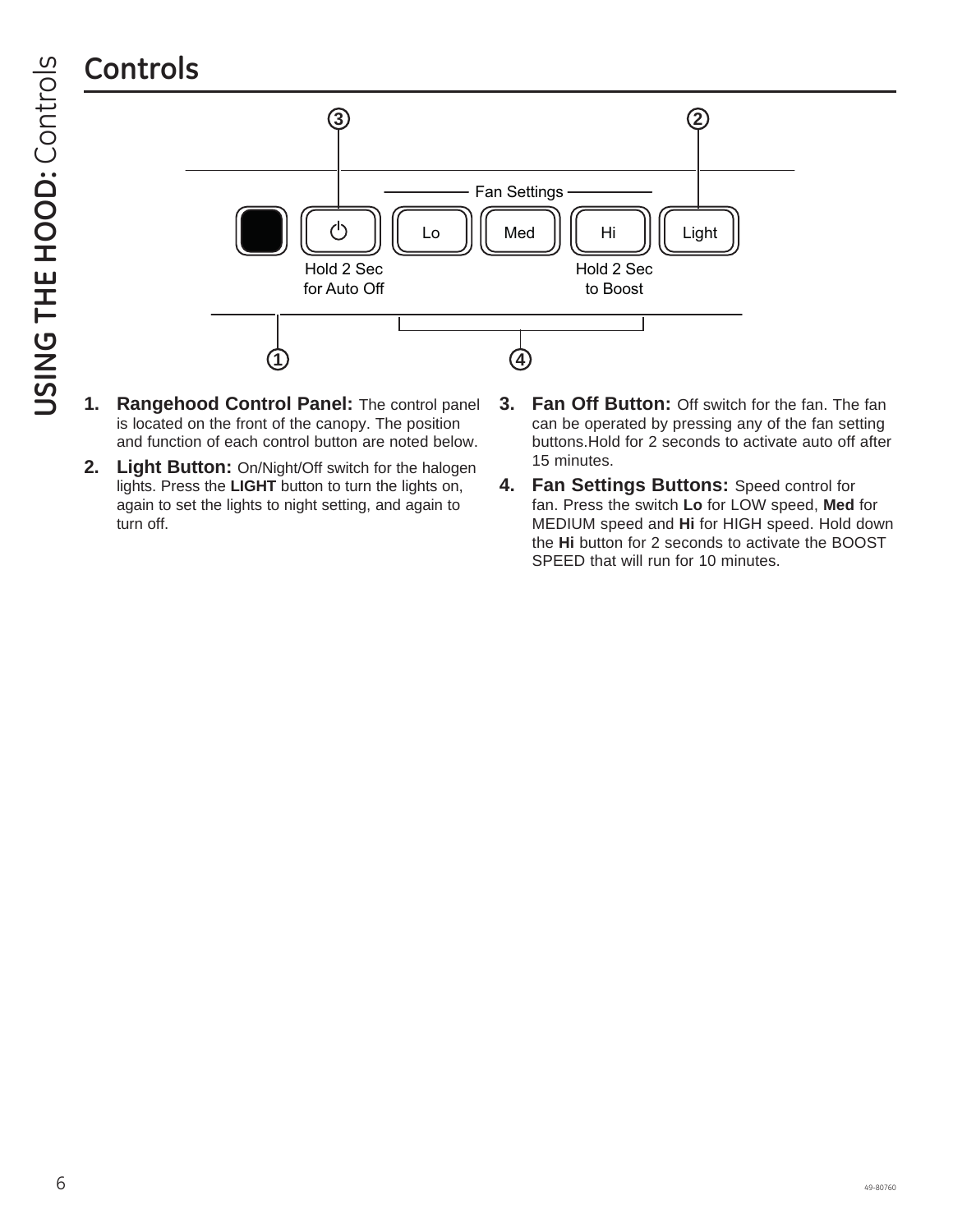# Controls

Fan Settings

⏻ | Lo | Med | Hi | Light

Hold 2 Sec for Auto Off

Hold 2 Sec to Boost

1. **Rangehood Control Panel:** The control panel is located on the front of the canopy. The position and function of each control button are noted below.
2. **Light Button:** On/Night/Off switch for the halogen lights. Press the **LIGHT** button to turn the lights on, again to set the lights to night setting, and again to turn off.
3. **Fan Off Button:** Off switch for the fan. The fan can be operated by pressing any of the fan setting buttons.Hold for 2 seconds to activate auto off after 15 minutes.
4. **Fan Settings Buttons:** Speed control for fan. Press the switch **Lo** for LOW speed, **Med** for MEDIUM speed and **Hi** for HIGH speed. Hold down the **Hi** button for 2 seconds to activate the BOOST SPEED that will run for 10 minutes.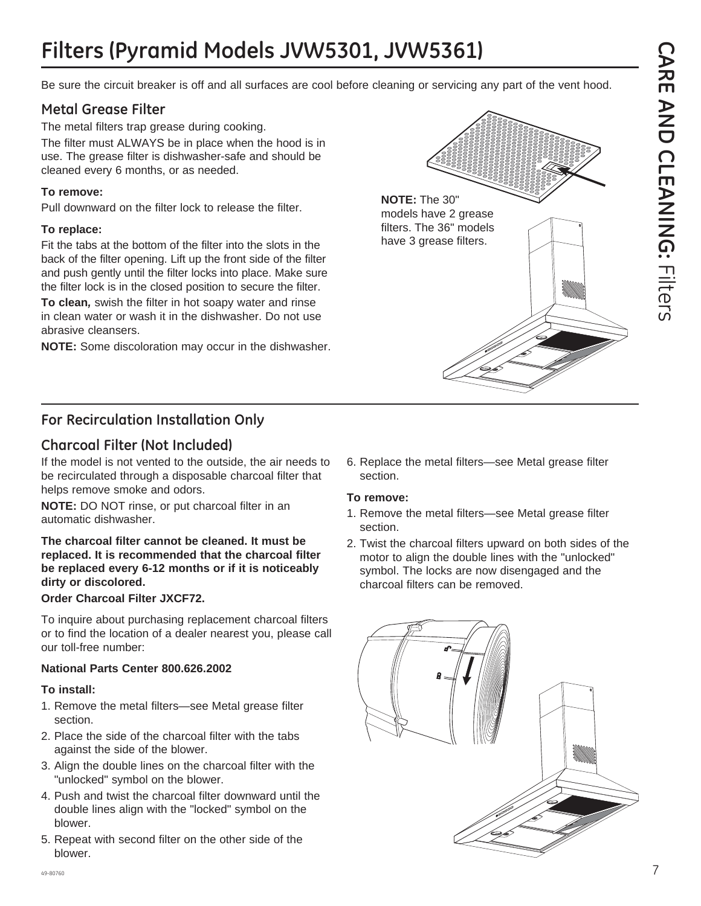# Filters (Pyramid Models JVW5301, JVW5361)

Be sure the circuit breaker is off and all surfaces are cool before cleaning or servicing any part of the vent hood.

## Metal Grease Filter

The metal filters trap grease during cooking.

The filter must ALWAYS be in place when the hood is in use. The grease filter is dishwasher-safe and should be cleaned every 6 months, or as needed.

**To remove:**

Pull downward on the filter lock to release the filter.

**To replace:**

Fit the tabs at the bottom of the filter into the slots in the back of the filter opening. Lift up the front side of the filter and push gently until the filter locks into place. Make sure the filter lock is in the closed position to secure the filter.

**To clean,** swish the filter in hot soapy water and rinse in clean water or wash it in the dishwasher. Do not use abrasive cleansers.

**NOTE:** Some discoloration may occur in the dishwasher.

**NOTE:** The 30" models have 2 grease filters. The 36" models have 3 grease filters.

## For Recirculation Installation Only

## Charcoal Filter (Not Included)

If the model is not vented to the outside, the air needs to be recirculated through a disposable charcoal filter that helps remove smoke and odors.

**NOTE:** DO NOT rinse, or put charcoal filter in an automatic dishwasher.

**The charcoal filter cannot be cleaned. It must be replaced. It is recommended that the charcoal filter be replaced every 6-12 months or if it is noticeably dirty or discolored.**

**Order Charcoal Filter JXCF72.**

To inquire about purchasing replacement charcoal filters or to find the location of a dealer nearest you, please call our toll-free number:

**National Parts Center 800.626.2002**

**To install:**

1. Remove the metal filters—see Metal grease filter section.
2. Place the side of the charcoal filter with the tabs against the side of the blower.
3. Align the double lines on the charcoal filter with the "unlocked" symbol on the blower.
4. Push and twist the charcoal filter downward until the double lines align with the "locked" symbol on the blower.
5. Repeat with second filter on the other side of the blower.
6. Replace the metal filters—see Metal grease filter section.

**To remove:**

1. Remove the metal filters—see Metal grease filter section.
2. Twist the charcoal filters upward on both sides of the motor to align the double lines with the "unlocked" symbol. The locks are now disengaged and the charcoal filters can be removed.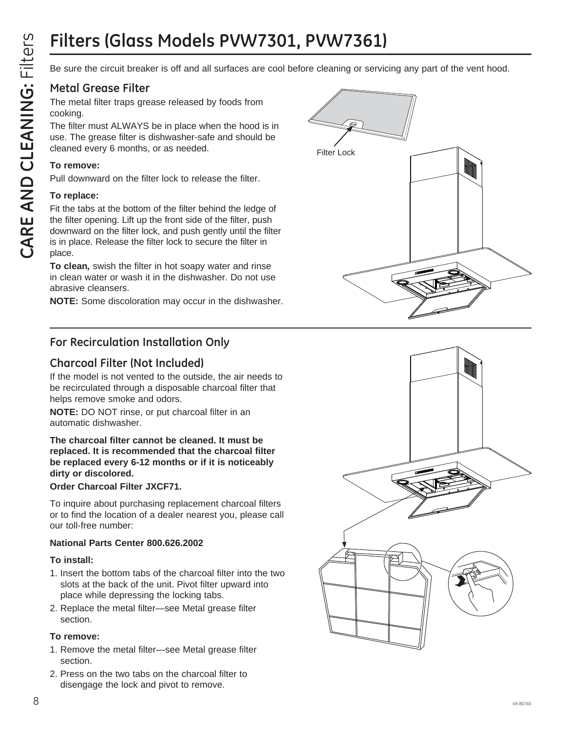# Filters (Glass Models PVW7301, PVW7361)

Be sure the circuit breaker is off and all surfaces are cool before cleaning or servicing any part of the vent hood.

## Metal Grease Filter

The metal filter traps grease released by foods from cooking.

The filter must ALWAYS be in place when the hood is in use. The grease filter is dishwasher-safe and should be cleaned every 6 months, or as needed.

**To remove:**

Pull downward on the filter lock to release the filter.

**To replace:**

Fit the tabs at the bottom of the filter behind the ledge of the filter opening. Lift up the front side of the filter, push downward on the filter lock, and push gently until the filter is in place. Release the filter lock to secure the filter in place.

**To clean,** swish the filter in hot soapy water and rinse in clean water or wash it in the dishwasher. Do not use abrasive cleansers.

**NOTE:** Some discoloration may occur in the dishwasher.

Filter Lock

## For Recirculation Installation Only

## Charcoal Filter (Not Included)

If the model is not vented to the outside, the air needs to be recirculated through a disposable charcoal filter that helps remove smoke and odors.

**NOTE:** DO NOT rinse, or put charcoal filter in an automatic dishwasher.

**The charcoal filter cannot be cleaned. It must be replaced. It is recommended that the charcoal filter be replaced every 6-12 months or if it is noticeably dirty or discolored.**

**Order Charcoal Filter JXCF71.**

To inquire about purchasing replacement charcoal filters or to find the location of a dealer nearest you, please call our toll-free number:

**National Parts Center 800.626.2002**

**To install:**

1. Insert the bottom tabs of the charcoal filter into the two slots at the back of the unit. Pivot filter upward into place while depressing the locking tabs.
2. Replace the metal filter—see Metal grease filter section.

**To remove:**

1. Remove the metal filter—see Metal grease filter section.
2. Press on the two tabs on the charcoal filter to disengage the lock and pivot to remove.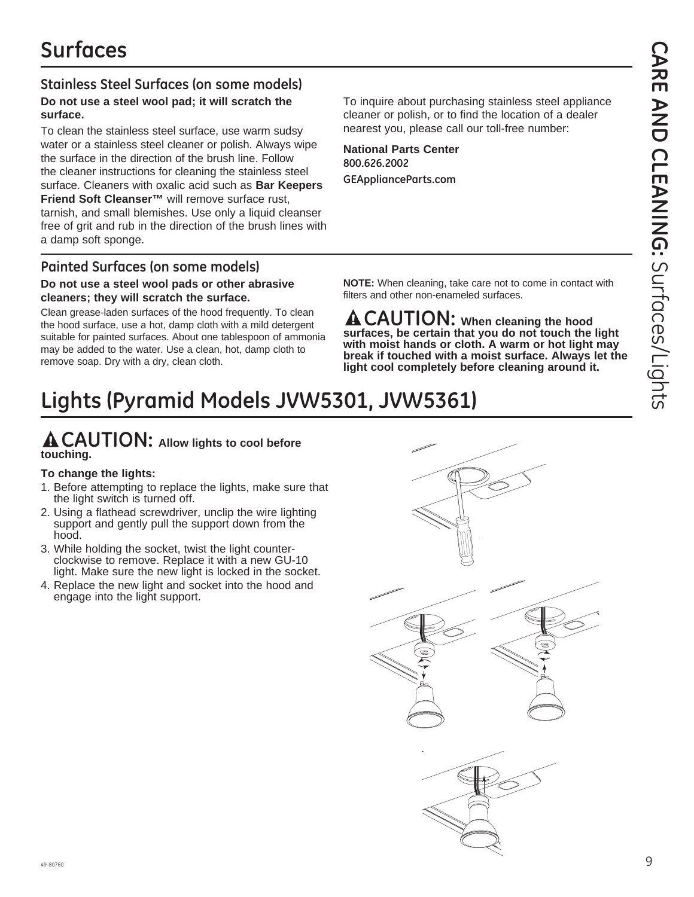# Surfaces

## Stainless Steel Surfaces (on some models)

**Do not use a steel wool pad; it will scratch the surface.**

To clean the stainless steel surface, use warm sudsy water or a stainless steel cleaner or polish. Always wipe the surface in the direction of the brush line. Follow the cleaner instructions for cleaning the stainless steel surface. Cleaners with oxalic acid such as **Bar Keepers Friend Soft Cleanser™** will remove surface rust, tarnish, and small blemishes. Use only a liquid cleanser free of grit and rub in the direction of the brush lines with a damp soft sponge.

To inquire about purchasing stainless steel appliance cleaner or polish, or to find the location of a dealer nearest you, please call our toll-free number:

**National Parts Center**
**800.626.2002**
**GEApplianceParts.com**

## Painted Surfaces (on some models)

**Do not use a steel wool pads or other abrasive cleaners; they will scratch the surface.**

Clean grease-laden surfaces of the hood frequently. To clean the hood surface, use a hot, damp cloth with a mild detergent suitable for painted surfaces. About one tablespoon of ammonia may be added to the water. Use a clean, hot, damp cloth to remove soap. Dry with a dry, clean cloth.

**NOTE:** When cleaning, take care not to come in contact with filters and other non-enameled surfaces.

**CAUTION: When cleaning the hood surfaces, be certain that you do not touch the light with moist hands or cloth. A warm or hot light may break if touched with a moist surface. Always let the light cool completely before cleaning around it.**

# Lights (Pyramid Models JVW5301, JVW5361)

**CAUTION: Allow lights to cool before touching.**

**To change the lights:**

1. Before attempting to replace the lights, make sure that the light switch is turned off.
2. Using a flathead screwdriver, unclip the wire lighting support and gently pull the support down from the hood.
3. While holding the socket, twist the light counter-clockwise to remove. Replace it with a new GU-10 light. Make sure the new light is locked in the socket.
4. Replace the new light and socket into the hood and engage into the light support.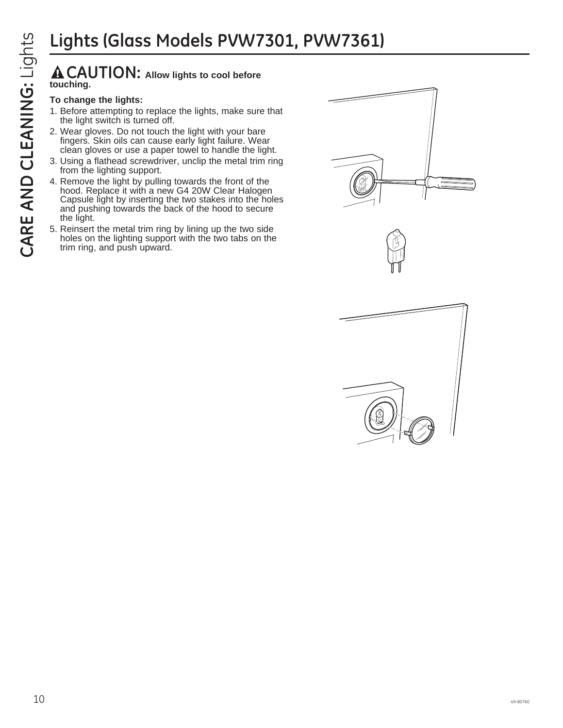# Lights (Glass Models PVW7301, PVW7361)

**⚠ CAUTION: Allow lights to cool before touching.**

**To change the lights:**

1. Before attempting to replace the lights, make sure that the light switch is turned off.
2. Wear gloves. Do not touch the light with your bare fingers. Skin oils can cause early light failure. Wear clean gloves or use a paper towel to handle the light.
3. Using a flathead screwdriver, unclip the metal trim ring from the lighting support.
4. Remove the light by pulling towards the front of the hood. Replace it with a new G4 20W Clear Halogen Capsule light by inserting the two stakes into the holes and pushing towards the back of the hood to secure the light.
5. Reinsert the metal trim ring by lining up the two side holes on the lighting support with the two tabs on the trim ring, and push upward.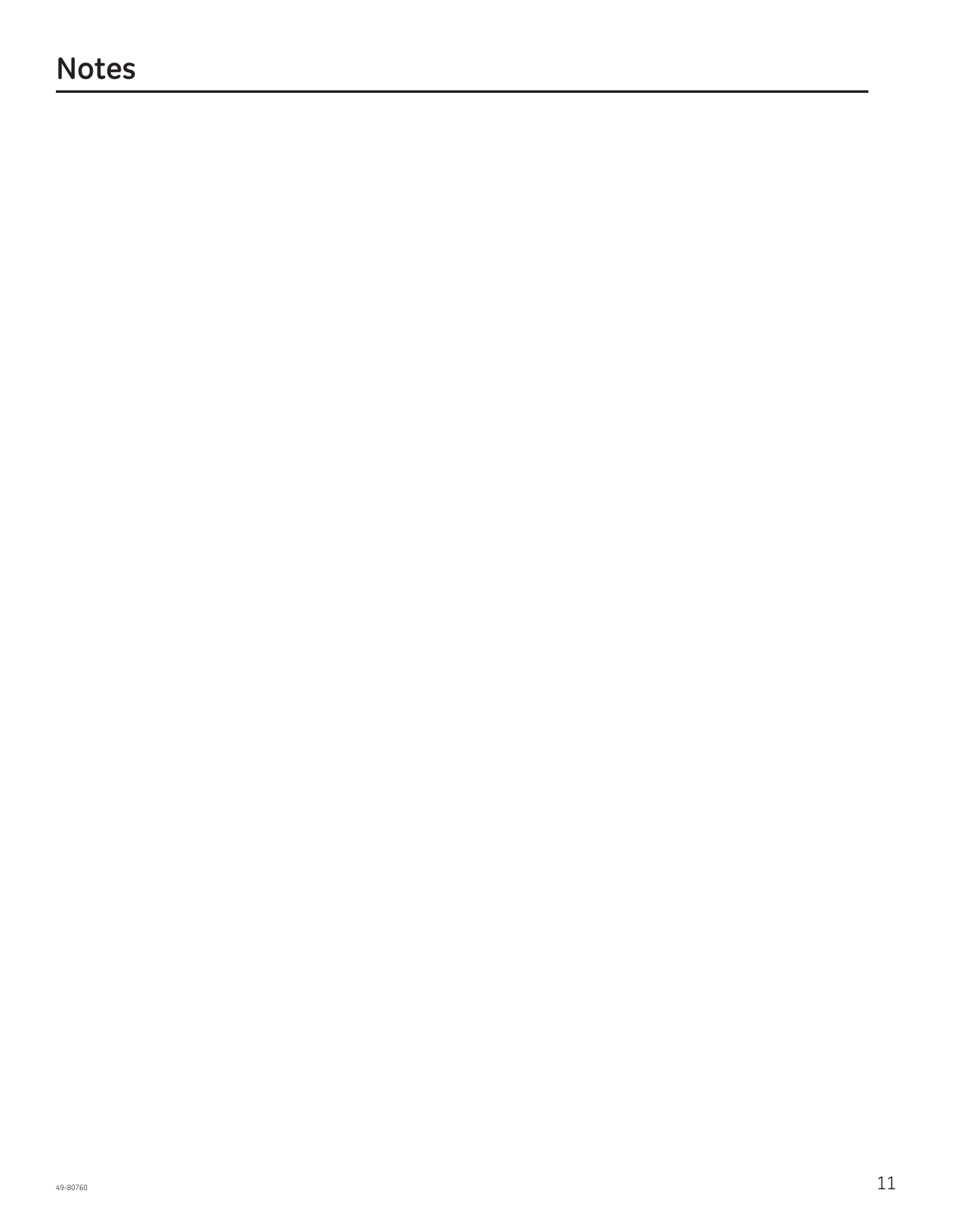# Notes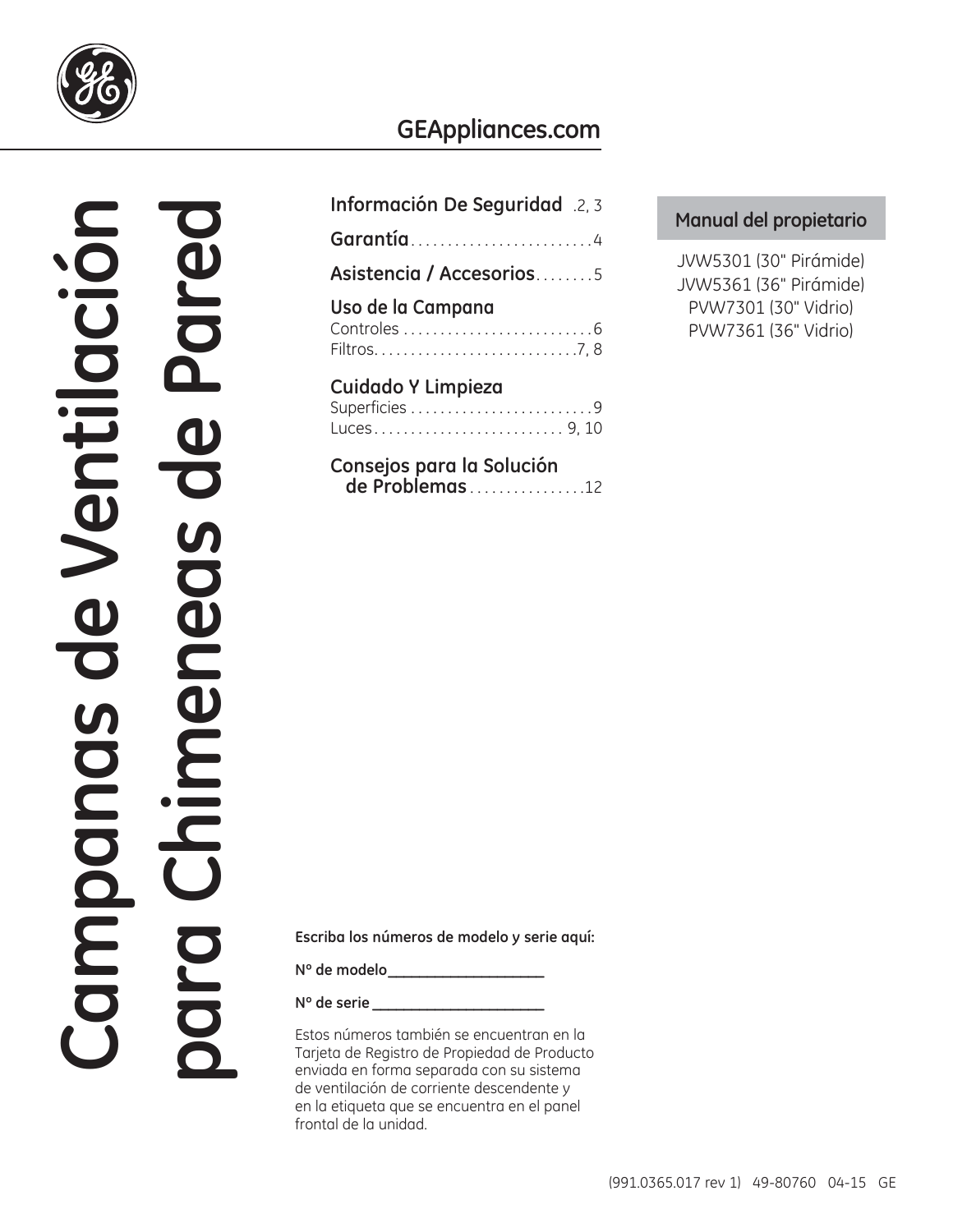# Campanas de Ventilación para Chimeneas de Pared

GEAppliances.com

| | |
|---|---|
| **Información De Seguridad** | 2, 3 |
| **Garantía** | 4 |
| **Asistencia / Accesorios** | 5 |
| **Uso de la Campana** | |
| Controles | 6 |
| Filtros | 7, 8 |
| **Cuidado Y Limpieza** | |
| Superficies | 9 |
| Luces | 9, 10 |
| **Consejos para la Solución de Problemas** | 12 |

**Manual del propietario**

JVW5301 (30" Pirámide)
JVW5361 (36" Pirámide)
PVW7301 (30" Vidrio)
PVW7361 (36" Vidrio)

**Escriba los números de modelo y serie aquí:**

**Nº de modelo** ____________________

**Nº de serie** ______________________

Estos números también se encuentran en la Tarjeta de Registro de Propiedad de Producto enviada en forma separada con su sistema de ventilación de corriente descendente y en la etiqueta que se encuentra en el panel frontal de la unidad.

(991.0365.017 rev 1) 49-80760 04-15 GE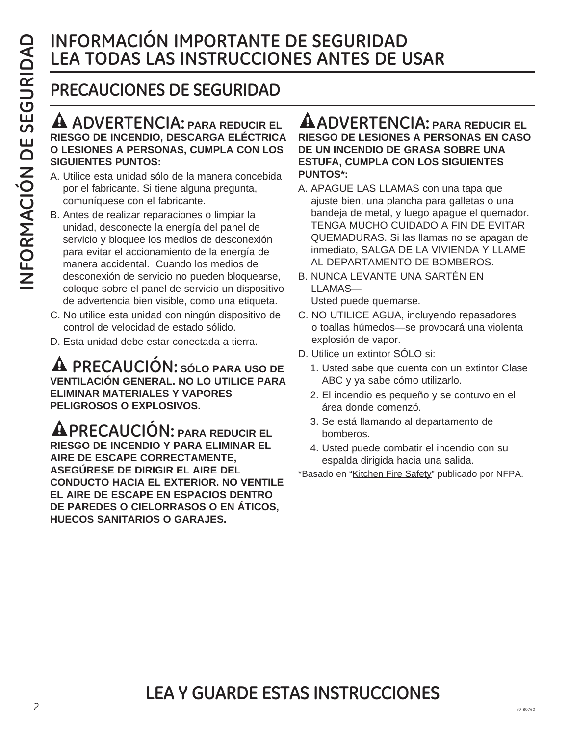# INFORMACIÓN IMPORTANTE DE SEGURIDAD
# LEA TODAS LAS INSTRUCCIONES ANTES DE USAR

## PRECAUCIONES DE SEGURIDAD

**⚠ ADVERTENCIA: PARA REDUCIR EL RIESGO DE INCENDIO, DESCARGA ELÉCTRICA O LESIONES A PERSONAS, CUMPLA CON LOS SIGUIENTES PUNTOS:**

A. Utilice esta unidad sólo de la manera concebida por el fabricante. Si tiene alguna pregunta, comuníquese con el fabricante.

B. Antes de realizar reparaciones o limpiar la unidad, desconecte la energía del panel de servicio y bloquee los medios de desconexión para evitar el accionamiento de la energía de manera accidental. Cuando los medios de desconexión de servicio no pueden bloquearse, coloque sobre el panel de servicio un dispositivo de advertencia bien visible, como una etiqueta.

C. No utilice esta unidad con ningún dispositivo de control de velocidad de estado sólido.

D. Esta unidad debe estar conectada a tierra.

**⚠ PRECAUCIÓN: SÓLO PARA USO DE VENTILACIÓN GENERAL. NO LO UTILICE PARA ELIMINAR MATERIALES Y VAPORES PELIGROSOS O EXPLOSIVOS.**

**⚠ PRECAUCIÓN: PARA REDUCIR EL RIESGO DE INCENDIO Y PARA ELIMINAR EL AIRE DE ESCAPE CORRECTAMENTE, ASEGÚRESE DE DIRIGIR EL AIRE DEL CONDUCTO HACIA EL EXTERIOR. NO VENTILE EL AIRE DE ESCAPE EN ESPACIOS DENTRO DE PAREDES O CIELORRASOS O EN ÁTICOS, HUECOS SANITARIOS O GARAJES.**

**⚠ ADVERTENCIA: PARA REDUCIR EL RIESGO DE LESIONES A PERSONAS EN CASO DE UN INCENDIO DE GRASA SOBRE UNA ESTUFA, CUMPLA CON LOS SIGUIENTES PUNTOS*:**

A. APAGUE LAS LLAMAS con una tapa que ajuste bien, una plancha para galletas o una bandeja de metal, y luego apague el quemador. TENGA MUCHO CUIDADO A FIN DE EVITAR QUEMADURAS. Si las llamas no se apagan de inmediato, SALGA DE LA VIVIENDA Y LLAME AL DEPARTAMENTO DE BOMBEROS.

B. NUNCA LEVANTE UNA SARTÉN EN LLAMAS— Usted puede quemarse.

C. NO UTILICE AGUA, incluyendo repasadores o toallas húmedos—se provocará una violenta explosión de vapor.

D. Utilice un extintor SÓLO si:
   1. Usted sabe que cuenta con un extintor Clase ABC y ya sabe cómo utilizarlo.
   2. El incendio es pequeño y se contuvo en el área donde comenzó.
   3. Se está llamando al departamento de bomberos.
   4. Usted puede combatir el incendio con su espalda dirigida hacia una salida.

*Basado en "Kitchen Fire Safety" publicado por NFPA.

## LEA Y GUARDE ESTAS INSTRUCCIONES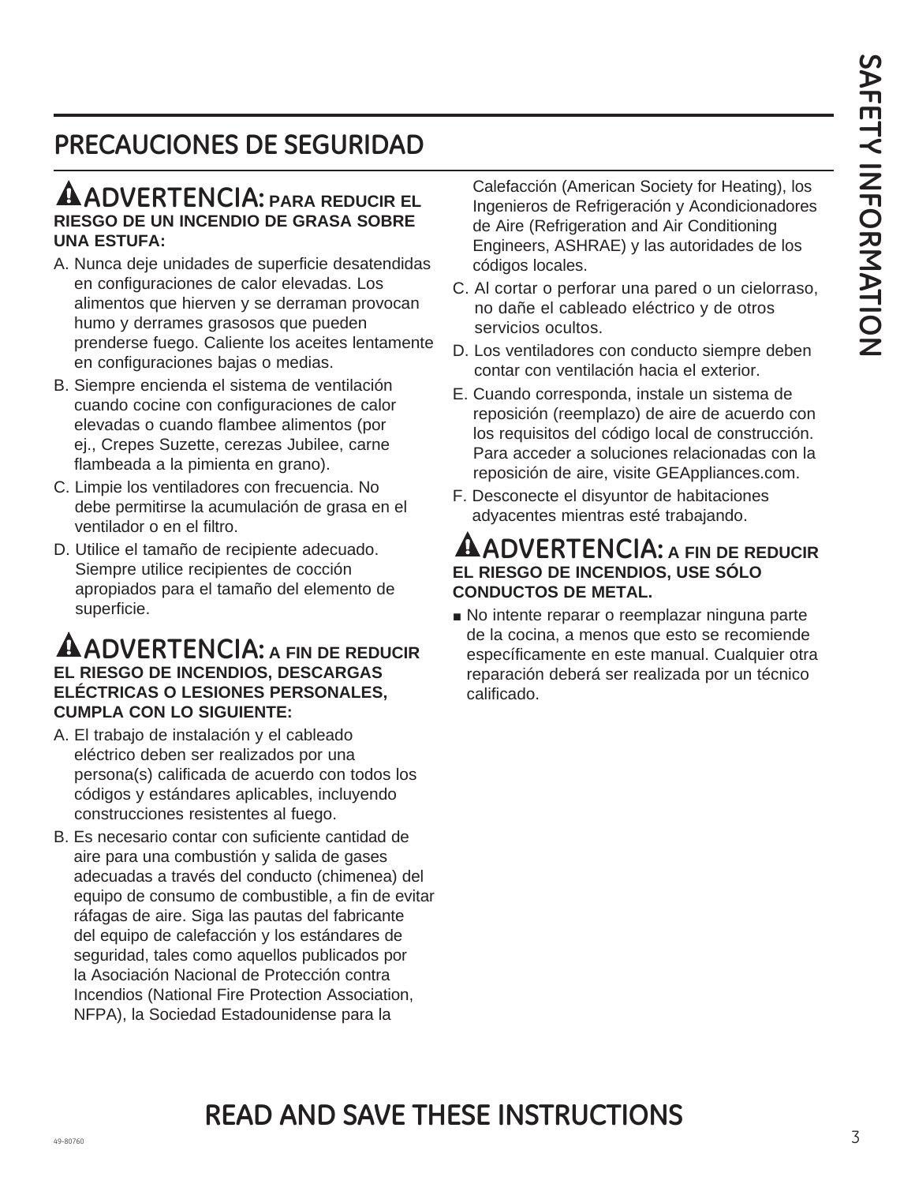## PRECAUCIONES DE SEGURIDAD

**⚠ADVERTENCIA: PARA REDUCIR EL RIESGO DE UN INCENDIO DE GRASA SOBRE UNA ESTUFA:**

A. Nunca deje unidades de superficie desatendidas en configuraciones de calor elevadas. Los alimentos que hierven y se derraman provocan humo y derrames grasosos que pueden prenderse fuego. Caliente los aceites lentamente en configuraciones bajas o medias.

B. Siempre encienda el sistema de ventilación cuando cocine con configuraciones de calor elevadas o cuando flambee alimentos (por ej., Crepes Suzette, cerezas Jubilee, carne flambeada a la pimienta en grano).

C. Limpie los ventiladores con frecuencia. No debe permitirse la acumulación de grasa en el ventilador o en el filtro.

D. Utilice el tamaño de recipiente adecuado. Siempre utilice recipientes de cocción apropiados para el tamaño del elemento de superficie.

**⚠ADVERTENCIA: A FIN DE REDUCIR EL RIESGO DE INCENDIOS, DESCARGAS ELÉCTRICAS O LESIONES PERSONALES, CUMPLA CON LO SIGUIENTE:**

A. El trabajo de instalación y el cableado eléctrico deben ser realizados por una persona(s) calificada de acuerdo con todos los códigos y estándares aplicables, incluyendo construcciones resistentes al fuego.

B. Es necesario contar con suficiente cantidad de aire para una combustión y salida de gases adecuadas a través del conducto (chimenea) del equipo de consumo de combustible, a fin de evitar ráfagas de aire. Siga las pautas del fabricante del equipo de calefacción y los estándares de seguridad, tales como aquellos publicados por la Asociación Nacional de Protección contra Incendios (National Fire Protection Association, NFPA), la Sociedad Estadounidense para la Calefacción (American Society for Heating), los Ingenieros de Refrigeración y Acondicionadores de Aire (Refrigeration and Air Conditioning Engineers, ASHRAE) y las autoridades de los códigos locales.

C. Al cortar o perforar una pared o un cielorraso, no dañe el cableado eléctrico y de otros servicios ocultos.

D. Los ventiladores con conducto siempre deben contar con ventilación hacia el exterior.

E. Cuando corresponda, instale un sistema de reposición (reemplazo) de aire de acuerdo con los requisitos del código local de construcción. Para acceder a soluciones relacionadas con la reposición de aire, visite GEAppliances.com.

F. Desconecte el disyuntor de habitaciones adyacentes mientras esté trabajando.

**⚠ADVERTENCIA: A FIN DE REDUCIR EL RIESGO DE INCENDIOS, USE SÓLO CONDUCTOS DE METAL.**

- No intente reparar o reemplazar ninguna parte de la cocina, a menos que esto se recomiende específicamente en este manual. Cualquier otra reparación deberá ser realizada por un técnico calificado.

## READ AND SAVE THESE INSTRUCTIONS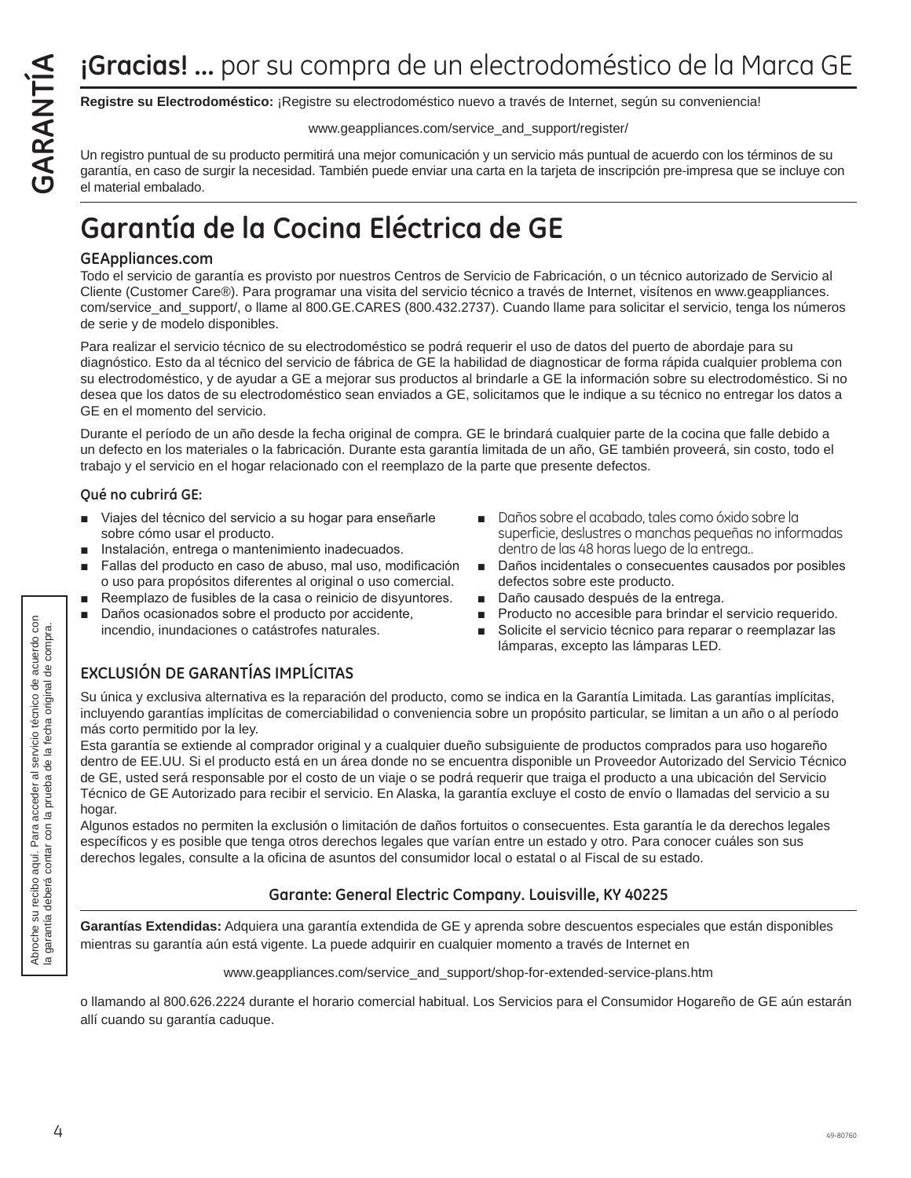# ¡Gracias! ... por su compra de un electrodoméstico de la Marca GE

**Registre su Electrodoméstico:** ¡Registre su electrodoméstico nuevo a través de Internet, según su conveniencia!

www.geappliances.com/service_and_support/register/

Un registro puntual de su producto permitirá una mejor comunicación y un servicio más puntual de acuerdo con los términos de su garantía, en caso de surgir la necesidad. También puede enviar una carta en la tarjeta de inscripción pre-impresa que se incluye con el material embalado.

# Garantía de la Cocina Eléctrica de GE

### GEAppliances.com

Todo el servicio de garantía es provisto por nuestros Centros de Servicio de Fabricación, o un técnico autorizado de Servicio al Cliente (Customer Care®). Para programar una visita del servicio técnico a través de Internet, visítenos en www.geappliances.com/service_and_support/, o llame al 800.GE.CARES (800.432.2737). Cuando llame para solicitar el servicio, tenga los números de serie y de modelo disponibles.

Para realizar el servicio técnico de su electrodoméstico se podrá requerir el uso de datos del puerto de abordaje para su diagnóstico. Esto da al técnico del servicio de fábrica de GE la habilidad de diagnosticar de forma rápida cualquier problema con su electrodoméstico, y de ayudar a GE a mejorar sus productos al brindarle a GE la información sobre su electrodoméstico. Si no desea que los datos de su electrodoméstico sean enviados a GE, solicitamos que le indique a su técnico no entregar los datos a GE en el momento del servicio.

Durante el período de un año desde la fecha original de compra. GE le brindará cualquier parte de la cocina que falle debido a un defecto en los materiales o la fabricación. Durante esta garantía limitada de un año, GE también proveerá, sin costo, todo el trabajo y el servicio en el hogar relacionado con el reemplazo de la parte que presente defectos.

### Qué no cubrirá GE:

- Viajes del técnico del servicio a su hogar para enseñarle sobre cómo usar el producto.
- Instalación, entrega o mantenimiento inadecuados.
- Fallas del producto en caso de abuso, mal uso, modificación o uso para propósitos diferentes al original o uso comercial.
- Reemplazo de fusibles de la casa o reinicio de disyuntores.
- Daños ocasionados sobre el producto por accidente, incendio, inundaciones o catástrofes naturales.
- Daños sobre el acabado, tales como óxido sobre la superficie, deslustres o manchas pequeñas no informadas dentro de las 48 horas luego de la entrega..
- Daños incidentales o consecuentes causados por posibles defectos sobre este producto.
- Daño causado después de la entrega.
- Producto no accesible para brindar el servicio requerido.
- Solicite el servicio técnico para reparar o reemplazar las lámparas, excepto las lámparas LED.

### EXCLUSIÓN DE GARANTÍAS IMPLÍCITAS

Su única y exclusiva alternativa es la reparación del producto, como se indica en la Garantía Limitada. Las garantías implícitas, incluyendo garantías implícitas de comerciabilidad o conveniencia sobre un propósito particular, se limitan a un año o al período más corto permitido por la ley.

Esta garantía se extiende al comprador original y a cualquier dueño subsiguiente de productos comprados para uso hogareño dentro de EE.UU. Si el producto está en un área donde no se encuentra disponible un Proveedor Autorizado del Servicio Técnico de GE, usted será responsable por el costo de un viaje o se podrá requerir que traiga el producto a una ubicación del Servicio Técnico de GE Autorizado para recibir el servicio. En Alaska, la garantía excluye el costo de envío o llamadas del servicio a su hogar.

Algunos estados no permiten la exclusión o limitación de daños fortuitos o consecuentes. Esta garantía le da derechos legales específicos y es posible que tenga otros derechos legales que varían entre un estado y otro. Para conocer cuáles son sus derechos legales, consulte a la oficina de asuntos del consumidor local o estatal o al Fiscal de su estado.

Abroche su recibo aquí. Para acceder al servicio técnico de acuerdo con la garantía deberá contar con la prueba de la fecha original de compra.

**Garante: General Electric Company. Louisville, KY 40225**

**Garantías Extendidas:** Adquiera una garantía extendida de GE y aprenda sobre descuentos especiales que están disponibles mientras su garantía aún está vigente. La puede adquirir en cualquier momento a través de Internet en

www.geappliances.com/service_and_support/shop-for-extended-service-plans.htm

o llamando al 800.626.2224 durante el horario comercial habitual. Los Servicios para el Consumidor Hogareño de GE aún estarán allí cuando su garantía caduque.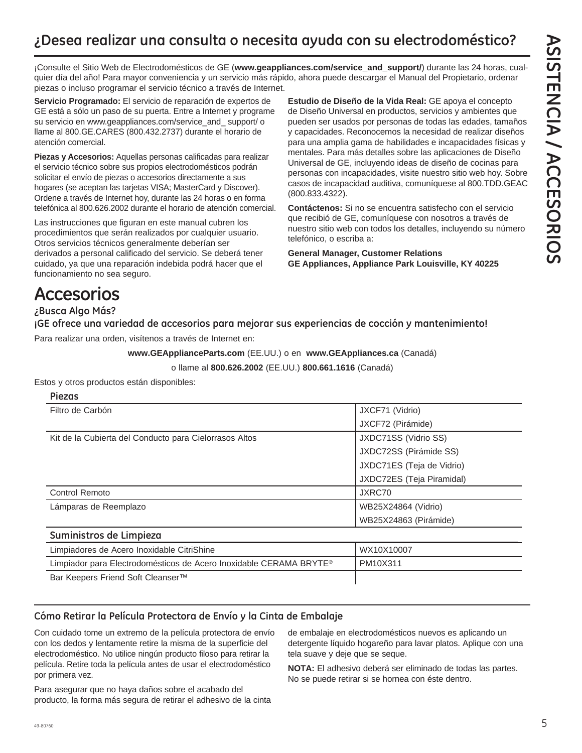## ¿Desea realizar una consulta o necesita ayuda con su electrodoméstico?

¡Consulte el Sitio Web de Electrodomésticos de GE (**www.geappliances.com/service_and_support/**) durante las 24 horas, cualquier día del año! Para mayor conveniencia y un servicio más rápido, ahora puede descargar el Manual del Propietario, ordenar piezas o incluso programar el servicio técnico a través de Internet.

**Servicio Programado:** El servicio de reparación de expertos de GE está a sólo un paso de su puerta. Entre a Internet y programe su servicio en www.geappliances.com/service_and_ support/ o llame al 800.GE.CARES (800.432.2737) durante el horario de atención comercial.

**Piezas y Accesorios:** Aquellas personas calificadas para realizar el servicio técnico sobre sus propios electrodomésticos podrán solicitar el envío de piezas o accesorios directamente a sus hogares (se aceptan las tarjetas VISA; MasterCard y Discover). Ordene a través de Internet hoy, durante las 24 horas o en forma telefónica al 800.626.2002 durante el horario de atención comercial.

Las instrucciones que figuran en este manual cubren los procedimientos que serán realizados por cualquier usuario. Otros servicios técnicos generalmente deberían ser derivados a personal calificado del servicio. Se deberá tener cuidado, ya que una reparación indebida podrá hacer que el funcionamiento no sea seguro.

**Estudio de Diseño de la Vida Real:** GE apoya el concepto de Diseño Universal en productos, servicios y ambientes que pueden ser usados por personas de todas las edades, tamaños y capacidades. Reconocemos la necesidad de realizar diseños para una amplia gama de habilidades e incapacidades físicas y mentales. Para más detalles sobre las aplicaciones de Diseño Universal de GE, incluyendo ideas de diseño de cocinas para personas con incapacidades, visite nuestro sitio web hoy. Sobre casos de incapacidad auditiva, comuníquese al 800.TDD.GEAC (800.833.4322).

**Contáctenos:** Si no se encuentra satisfecho con el servicio que recibió de GE, comuníquese con nosotros a través de nuestro sitio web con todos los detalles, incluyendo su número telefónico, o escriba a:

**General Manager, Customer Relations**
**GE Appliances, Appliance Park Louisville, KY 40225**

# Accesorios

### ¿Busca Algo Más?
### ¡GE ofrece una variedad de accesorios para mejorar sus experiencias de cocción y mantenimiento!

Para realizar una orden, visítenos a través de Internet en:

**www.GEApplianceParts.com** (EE.UU.) o en **www.GEAppliances.ca** (Canadá)

o llame al **800.626.2002** (EE.UU.) **800.661.1616** (Canadá)

Estos y otros productos están disponibles:

| Piezas | |
|---|---|
| Filtro de Carbón | JXCF71 (Vidrio)<br>JXCF72 (Pirámide) |
| Kit de la Cubierta del Conducto para Cielorrasos Altos | JXDC71SS (Vidrio SS)<br>JXDC72SS (Pirámide SS)<br>JXDC71ES (Teja de Vidrio)<br>JXDC72ES (Teja Piramidal) |
| Control Remoto | JXRC70 |
| Lámparas de Reemplazo | WB25X24864 (Vidrio)<br>WB25X24863 (Pirámide) |

| Suministros de Limpieza | |
|---|---|
| Limpiadores de Acero Inoxidable CitriShine | WX10X10007 |
| Limpiador para Electrodomésticos de Acero Inoxidable CERAMA BRYTE® | PM10X311 |
| Bar Keepers Friend Soft Cleanser™ | |

### Cómo Retirar la Película Protectora de Envío y la Cinta de Embalaje

Con cuidado tome un extremo de la película protectora de envío con los dedos y lentamente retire la misma de la superficie del electrodoméstico. No utilice ningún producto filoso para retirar la película. Retire toda la película antes de usar el electrodoméstico por primera vez.

Para asegurar que no haya daños sobre el acabado del producto, la forma más segura de retirar el adhesivo de la cinta de embalaje en electrodomésticos nuevos es aplicando un detergente líquido hogareño para lavar platos. Aplique con una tela suave y deje que se seque.

**NOTA:** El adhesivo deberá ser eliminado de todas las partes. No se puede retirar si se hornea con éste dentro.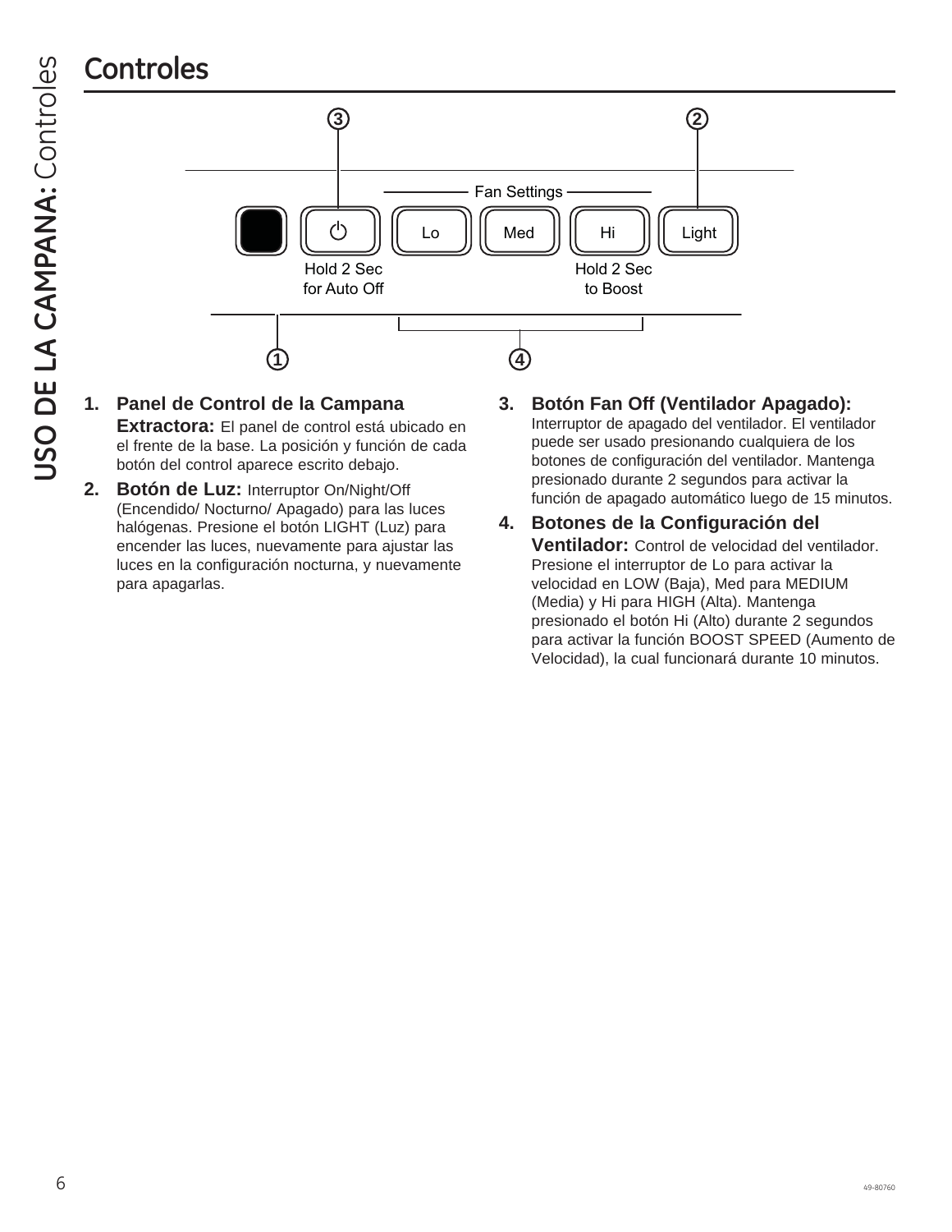## Controles

Fan Settings

Hold 2 Sec for Auto Off | Lo | Med | Hi | Light

Hold 2 Sec to Boost

1. **Panel de Control de la Campana Extractora:** El panel de control está ubicado en el frente de la base. La posición y función de cada botón del control aparece escrito debajo.
2. **Botón de Luz:** Interruptor On/Night/Off (Encendido/ Nocturno/ Apagado) para las luces halógenas. Presione el botón LIGHT (Luz) para encender las luces, nuevamente para ajustar las luces en la configuración nocturna, y nuevamente para apagarlas.
3. **Botón Fan Off (Ventilador Apagado):** Interruptor de apagado del ventilador. El ventilador puede ser usado presionando cualquiera de los botones de configuración del ventilador. Mantenga presionado durante 2 segundos para activar la función de apagado automático luego de 15 minutos.
4. **Botones de la Configuración del Ventilador:** Control de velocidad del ventilador. Presione el interruptor de Lo para activar la velocidad en LOW (Baja), Med para MEDIUM (Media) y Hi para HIGH (Alta). Mantenga presionado el botón Hi (Alto) durante 2 segundos para activar la función BOOST SPEED (Aumento de Velocidad), la cual funcionará durante 10 minutos.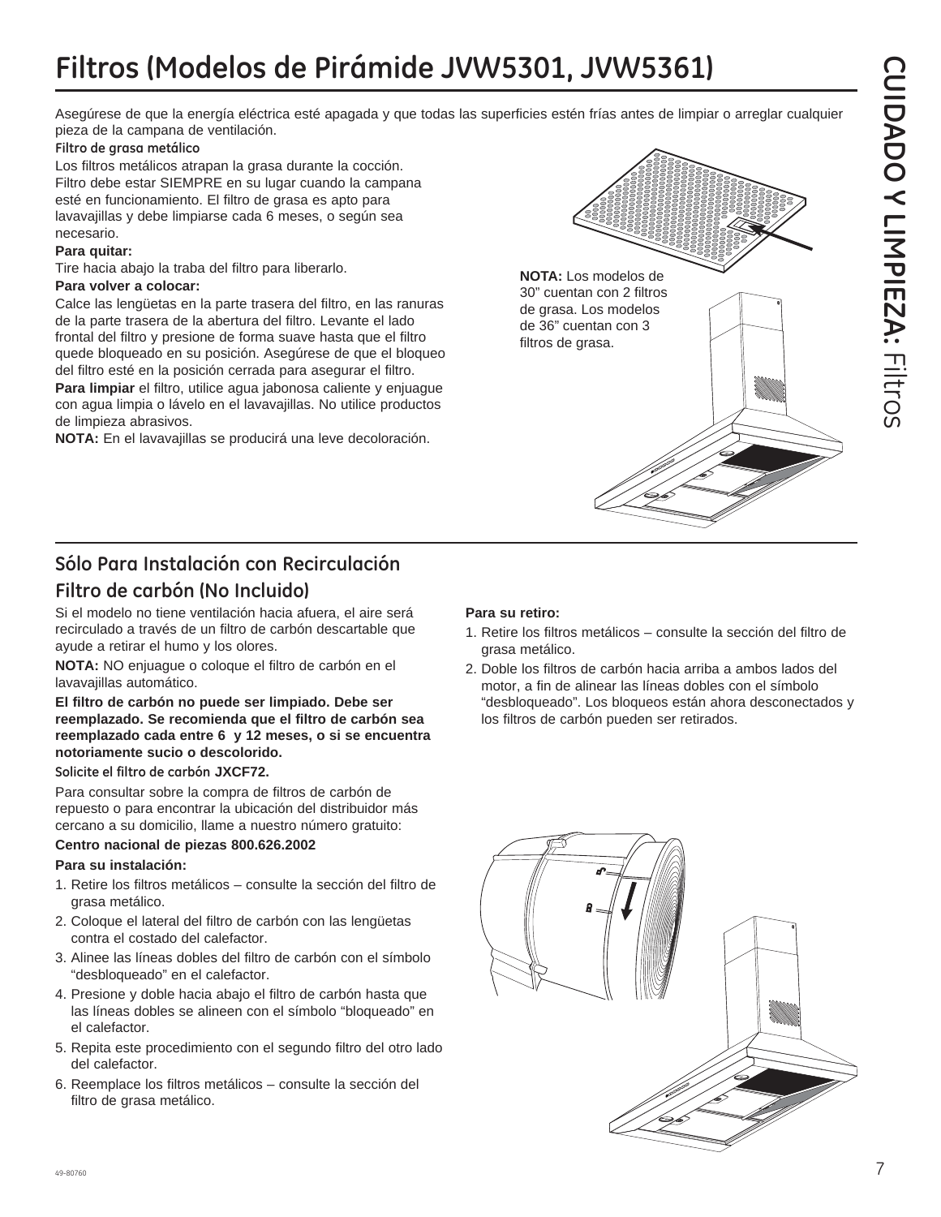# Filtros (Modelos de Pirámide JVW5301, JVW5361)

Asegúrese de que la energía eléctrica esté apagada y que todas las superficies estén frías antes de limpiar o arreglar cualquier pieza de la campana de ventilación.

**Filtro de grasa metálico**

Los filtros metálicos atrapan la grasa durante la cocción. Filtro debe estar SIEMPRE en su lugar cuando la campana esté en funcionamiento. El filtro de grasa es apto para lavavajillas y debe limpiarse cada 6 meses, o según sea necesario.

**Para quitar:**

Tire hacia abajo la traba del filtro para liberarlo.

**Para volver a colocar:**

Calce las lengüetas en la parte trasera del filtro, en las ranuras de la parte trasera de la abertura del filtro. Levante el lado frontal del filtro y presione de forma suave hasta que el filtro quede bloqueado en su posición. Asegúrese de que el bloqueo del filtro esté en la posición cerrada para asegurar el filtro.

**Para limpiar** el filtro, utilice agua jabonosa caliente y enjuague con agua limpia o lávelo en el lavavajillas. No utilice productos de limpieza abrasivos.

**NOTA:** En el lavavajillas se producirá una leve decoloración.

**NOTA:** Los modelos de 30" cuentan con 2 filtros de grasa. Los modelos de 36" cuentan con 3 filtros de grasa.

## Sólo Para Instalación con Recirculación

## Filtro de carbón (No Incluido)

Si el modelo no tiene ventilación hacia afuera, el aire será recirculado a través de un filtro de carbón descartable que ayude a retirar el humo y los olores.

**NOTA:** NO enjuague o coloque el filtro de carbón en el lavavajillas automático.

**El filtro de carbón no puede ser limpiado. Debe ser reemplazado. Se recomienda que el filtro de carbón sea reemplazado cada entre 6 y 12 meses, o si se encuentra notoriamente sucio o descolorido.**

**Solicite el filtro de carbón JXCF72.**

Para consultar sobre la compra de filtros de carbón de repuesto o para encontrar la ubicación del distribuidor más cercano a su domicilio, llame a nuestro número gratuito:

**Centro nacional de piezas 800.626.2002**

**Para su instalación:**

1. Retire los filtros metálicos – consulte la sección del filtro de grasa metálico.
2. Coloque el lateral del filtro de carbón con las lengüetas contra el costado del calefactor.
3. Alinee las líneas dobles del filtro de carbón con el símbolo "desbloqueado" en el calefactor.
4. Presione y doble hacia abajo el filtro de carbón hasta que las líneas dobles se alineen con el símbolo "bloqueado" en el calefactor.
5. Repita este procedimiento con el segundo filtro del otro lado del calefactor.
6. Reemplace los filtros metálicos – consulte la sección del filtro de grasa metálico.

**Para su retiro:**

1. Retire los filtros metálicos – consulte la sección del filtro de grasa metálico.
2. Doble los filtros de carbón hacia arriba a ambos lados del motor, a fin de alinear las líneas dobles con el símbolo "desbloqueado". Los bloqueos están ahora desconectados y los filtros de carbón pueden ser retirados.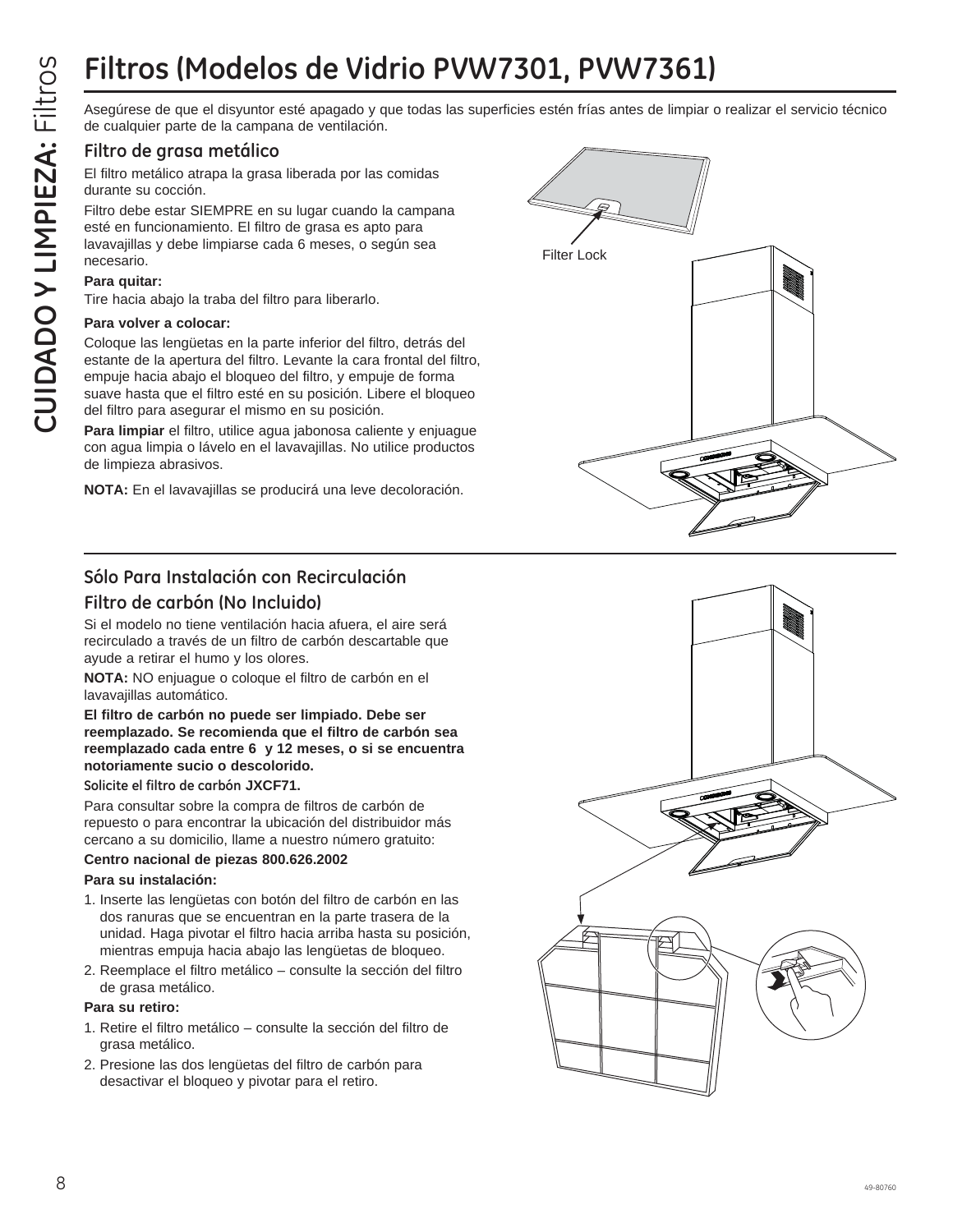# Filtros (Modelos de Vidrio PVW7301, PVW7361)

Asegúrese de que el disyuntor esté apagado y que todas las superficies estén frías antes de limpiar o realizar el servicio técnico de cualquier parte de la campana de ventilación.

## Filtro de grasa metálico

El filtro metálico atrapa la grasa liberada por las comidas durante su cocción.

Filtro debe estar SIEMPRE en su lugar cuando la campana esté en funcionamiento. El filtro de grasa es apto para lavavajillas y debe limpiarse cada 6 meses, o según sea necesario.

**Para quitar:**

Tire hacia abajo la traba del filtro para liberarlo.

**Para volver a colocar:**

Coloque las lengüetas en la parte inferior del filtro, detrás del estante de la apertura del filtro. Levante la cara frontal del filtro, empuje hacia abajo el bloqueo del filtro, y empuje de forma suave hasta que el filtro esté en su posición. Libere el bloqueo del filtro para asegurar el mismo en su posición.

**Para limpiar** el filtro, utilice agua jabonosa caliente y enjuague con agua limpia o lávelo en el lavavajillas. No utilice productos de limpieza abrasivos.

**NOTA:** En el lavavajillas se producirá una leve decoloración.

Filter Lock

## Sólo Para Instalación con Recirculación

## Filtro de carbón (No Incluido)

Si el modelo no tiene ventilación hacia afuera, el aire será recirculado a través de un filtro de carbón descartable que ayude a retirar el humo y los olores.

**NOTA:** NO enjuague o coloque el filtro de carbón en el lavavajillas automático.

**El filtro de carbón no puede ser limpiado. Debe ser reemplazado. Se recomienda que el filtro de carbón sea reemplazado cada entre 6 y 12 meses, o si se encuentra notoriamente sucio o descolorido.**

**Solicite el filtro de carbón JXCF71.**

Para consultar sobre la compra de filtros de carbón de repuesto o para encontrar la ubicación del distribuidor más cercano a su domicilio, llame a nuestro número gratuito:

**Centro nacional de piezas 800.626.2002**

**Para su instalación:**

1. Inserte las lengüetas con botón del filtro de carbón en las dos ranuras que se encuentran en la parte trasera de la unidad. Haga pivotar el filtro hacia arriba hasta su posición, mientras empuja hacia abajo las lengüetas de bloqueo.
2. Reemplace el filtro metálico – consulte la sección del filtro de grasa metálico.

**Para su retiro:**

1. Retire el filtro metálico – consulte la sección del filtro de grasa metálico.
2. Presione las dos lengüetas del filtro de carbón para desactivar el bloqueo y pivotar para el retiro.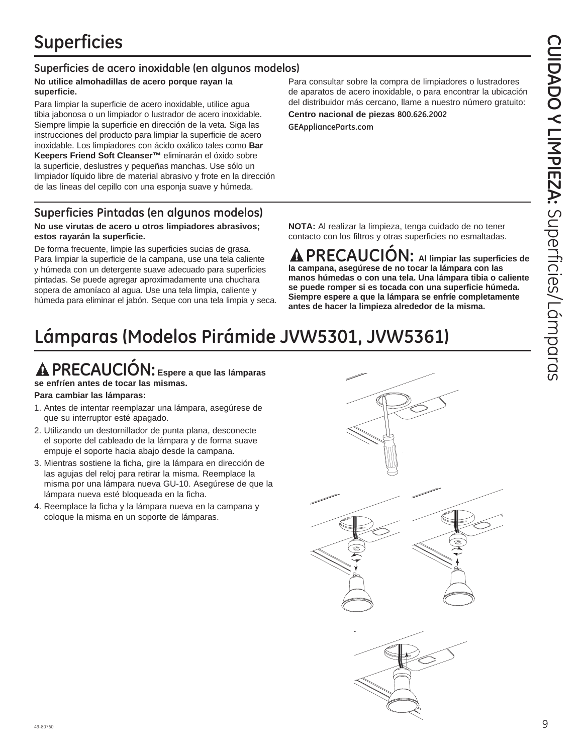# Superficies

## Superficies de acero inoxidable (en algunos modelos)

**No utilice almohadillas de acero porque rayan la superficie.**

Para limpiar la superficie de acero inoxidable, utilice agua tibia jabonosa o un limpiador o lustrador de acero inoxidable. Siempre limpie la superficie en dirección de la veta. Siga las instrucciones del producto para limpiar la superficie de acero inoxidable. Los limpiadores con ácido oxálico tales como **Bar Keepers Friend Soft Cleanser™** eliminarán el óxido sobre la superficie, deslustres y pequeñas manchas. Use sólo un limpiador líquido libre de material abrasivo y frote en la dirección de las líneas del cepillo con una esponja suave y húmeda.

Para consultar sobre la compra de limpiadores o lustradores de aparatos de acero inoxidable, o para encontrar la ubicación del distribuidor más cercano, llame a nuestro número gratuito:

**Centro nacional de piezas** 800.626.2002

GEApplianceParts.com

## Superficies Pintadas (en algunos modelos)

**No use virutas de acero u otros limpiadores abrasivos; estos rayarán la superficie.**

De forma frecuente, limpie las superficies sucias de grasa. Para limpiar la superficie de la campana, use una tela caliente y húmeda con un detergente suave adecuado para superficies pintadas. Se puede agregar aproximadamente una chuchara sopera de amoníaco al agua. Use una tela limpia, caliente y húmeda para eliminar el jabón. Seque con una tela limpia y seca.

**NOTA:** Al realizar la limpieza, tenga cuidado de no tener contacto con los filtros y otras superficies no esmaltadas.

**⚠ PRECAUCIÓN: Al limpiar las superficies de la campana, asegúrese de no tocar la lámpara con las manos húmedas o con una tela. Una lámpara tibia o caliente se puede romper si es tocada con una superficie húmeda. Siempre espere a que la lámpara se enfríe completamente antes de hacer la limpieza alrededor de la misma.**

# Lámparas (Modelos Pirámide JVW5301, JVW5361)

**⚠ PRECAUCIÓN: Espere a que las lámparas se enfríen antes de tocar las mismas.**

**Para cambiar las lámparas:**

1. Antes de intentar reemplazar una lámpara, asegúrese de que su interruptor esté apagado.
2. Utilizando un destornillador de punta plana, desconecte el soporte del cableado de la lámpara y de forma suave empuje el soporte hacia abajo desde la campana.
3. Mientras sostiene la ficha, gire la lámpara en dirección de las agujas del reloj para retirar la misma. Reemplace la misma por una lámpara nueva GU-10. Asegúrese de que la lámpara nueva esté bloqueada en la ficha.
4. Reemplace la ficha y la lámpara nueva en la campana y coloque la misma en un soporte de lámparas.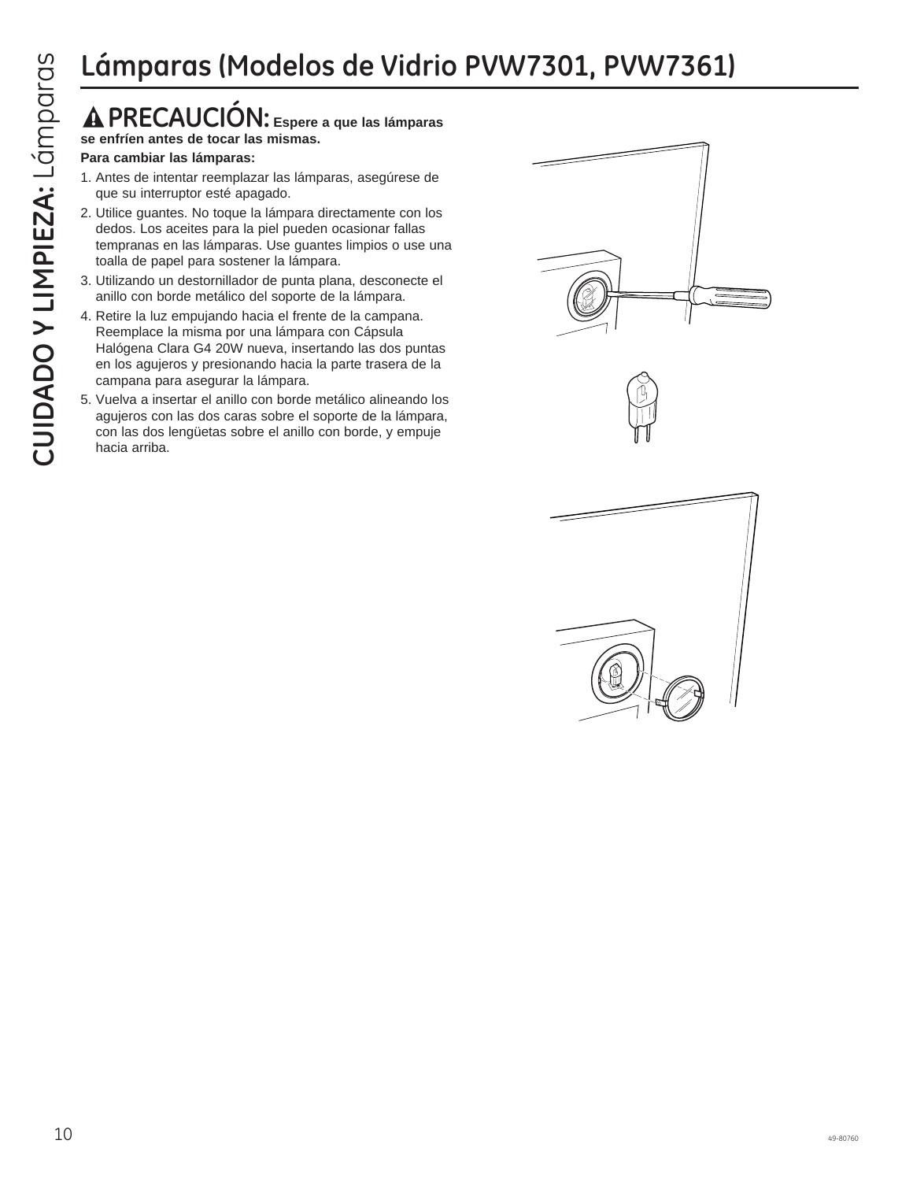# Lámparas (Modelos de Vidrio PVW7301, PVW7361)

**⚠ PRECAUCIÓN: Espere a que las lámparas se enfríen antes de tocar las mismas.**

**Para cambiar las lámparas:**

1. Antes de intentar reemplazar las lámparas, asegúrese de que su interruptor esté apagado.
2. Utilice guantes. No toque la lámpara directamente con los dedos. Los aceites para la piel pueden ocasionar fallas tempranas en las lámparas. Use guantes limpios o use una toalla de papel para sostener la lámpara.
3. Utilizando un destornillador de punta plana, desconecte el anillo con borde metálico del soporte de la lámpara.
4. Retire la luz empujando hacia el frente de la campana. Reemplace la misma por una lámpara con Cápsula Halógena Clara G4 20W nueva, insertando las dos puntas en los agujeros y presionando hacia la parte trasera de la campana para asegurar la lámpara.
5. Vuelva a insertar el anillo con borde metálico alineando los agujeros con las dos caras sobre el soporte de la lámpara, con las dos lengüetas sobre el anillo con borde, y empuje hacia arriba.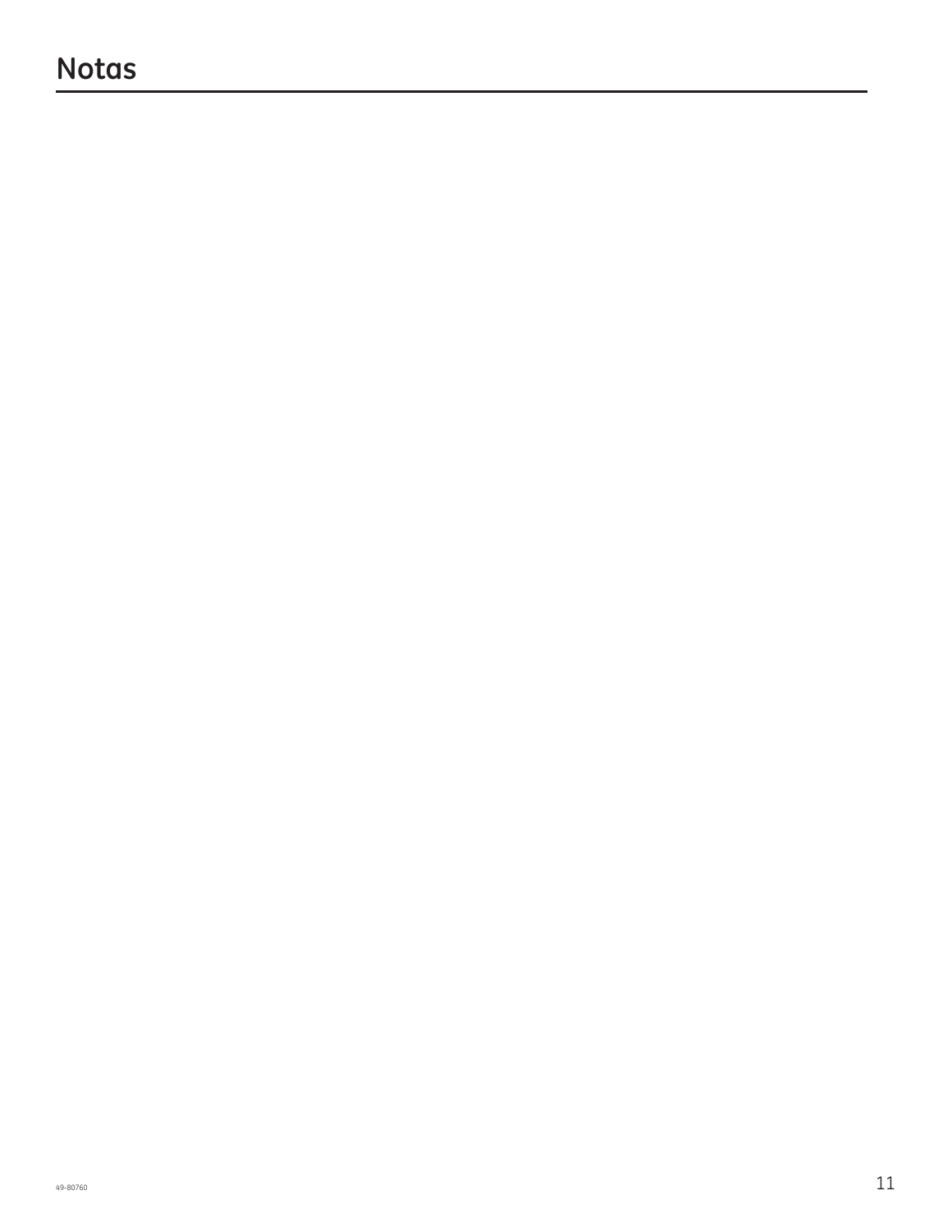# Notas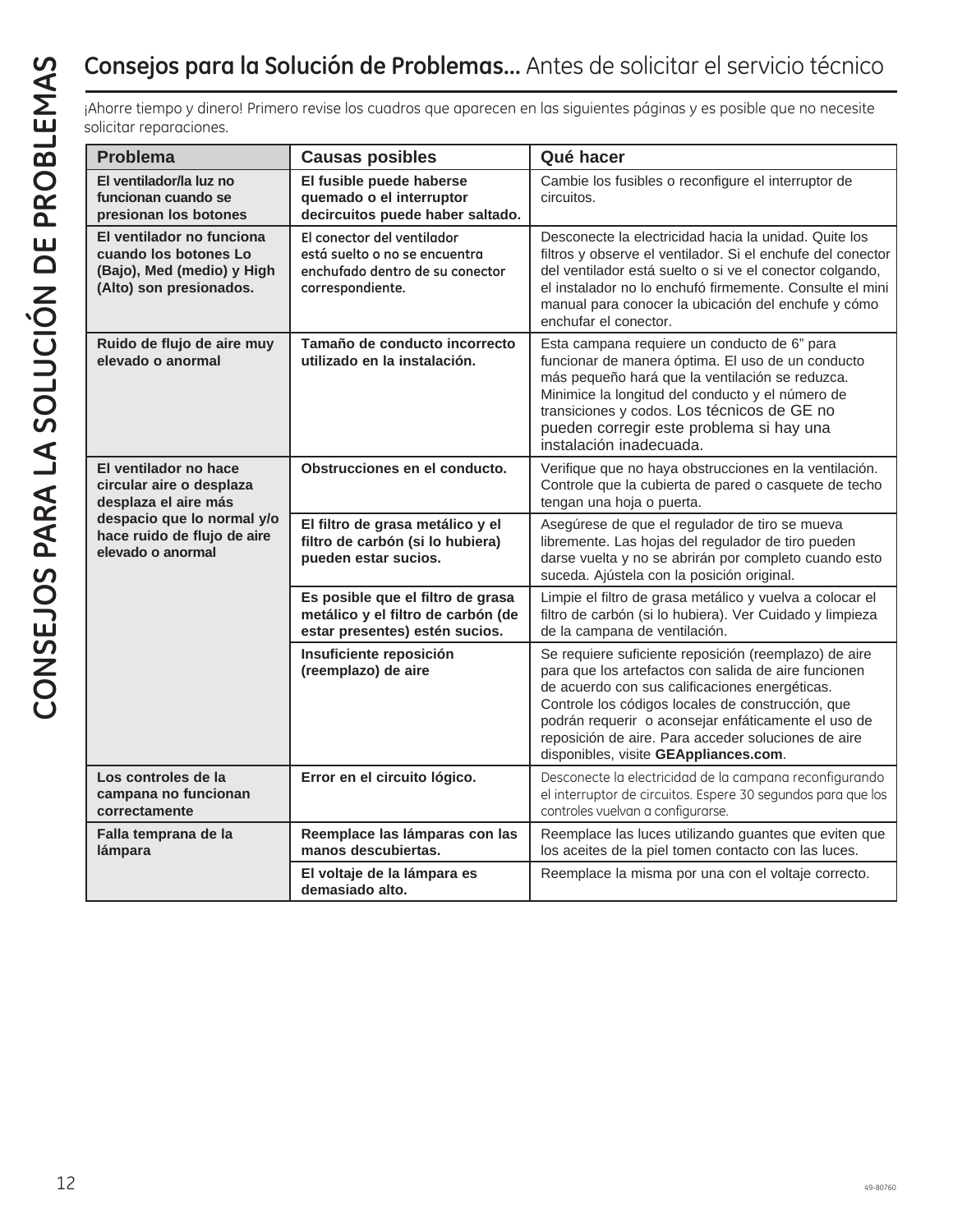## **Consejos para la Solución de Problemas...** Antes de solicitar el servicio técnico

¡Ahorre tiempo y dinero! Primero revise los cuadros que aparecen en las siguientes páginas y es posible que no necesite solicitar reparaciones.

| Problema | Causas posibles | Qué hacer |
|---|---|---|
| **El ventilador/la luz no funcionan cuando se presionan los botones** | **El fusible puede haberse quemado o el interruptor decircuitos puede haber saltado.** | Cambie los fusibles o reconfigure el interruptor de circuitos. |
| **El ventilador no funciona cuando los botones Lo (Bajo), Med (medio) y High (Alto) son presionados.** | **El conector del ventilador está suelto o no se encuentra enchufado dentro de su conector correspondiente.** | Desconecte la electricidad hacia la unidad. Quite los filtros y observe el ventilador. Si el enchufe del conector del ventilador está suelto o si ve el conector colgando, el instalador no lo enchufó firmemente. Consulte el mini manual para conocer la ubicación del enchufe y cómo enchufar el conector. |
| **Ruido de flujo de aire muy elevado o anormal** | **Tamaño de conducto incorrecto utilizado en la instalación.** | Esta campana requiere un conducto de 6" para funcionar de manera óptima. El uso de un conducto más pequeño hará que la ventilación se reduzca. Minimice la longitud del conducto y el número de transiciones y codos. Los técnicos de GE no pueden corregir este problema si hay una instalación inadecuada. |
| **El ventilador no hace circular aire o desplaza desplaza el aire más despacio que lo normal y/o hace ruido de flujo de aire elevado o anormal** | **Obstrucciones en el conducto.** | Verifique que no haya obstrucciones en la ventilación. Controle que la cubierta de pared o casquete de techo tengan una hoja o puerta. |
| | **El filtro de grasa metálico y el filtro de carbón (si lo hubiera) pueden estar sucios.** | Asegúrese de que el regulador de tiro se mueva libremente. Las hojas del regulador de tiro pueden darse vuelta y no se abrirán por completo cuando esto suceda. Ajústela con la posición original. |
| | **Es posible que el filtro de grasa metálico y el filtro de carbón (de estar presentes) estén sucios.** | Limpie el filtro de grasa metálico y vuelva a colocar el filtro de carbón (si lo hubiera). Ver Cuidado y limpieza de la campana de ventilación. |
| | **Insuficiente reposición (reemplazo) de aire** | Se requiere suficiente reposición (reemplazo) de aire para que los artefactos con salida de aire funcionen de acuerdo con sus calificaciones energéticas. Controle los códigos locales de construcción, que podrán requerir o aconsejar enfáticamente el uso de reposición de aire. Para acceder soluciones de aire disponibles, visite **GEAppliances.com**. |
| **Los controles de la campana no funcionan correctamente** | **Error en el circuito lógico.** | Desconecte la electricidad de la campana reconfigurando el interruptor de circuitos. Espere 30 segundos para que los controles vuelvan a configurarse. |
| **Falla temprana de la lámpara** | **Reemplace las lámparas con las manos descubiertas.** | Reemplace las luces utilizando guantes que eviten que los aceites de la piel tomen contacto con las luces. |
| | **El voltaje de la lámpara es demasiado alto.** | Reemplace la misma por una con el voltaje correcto. |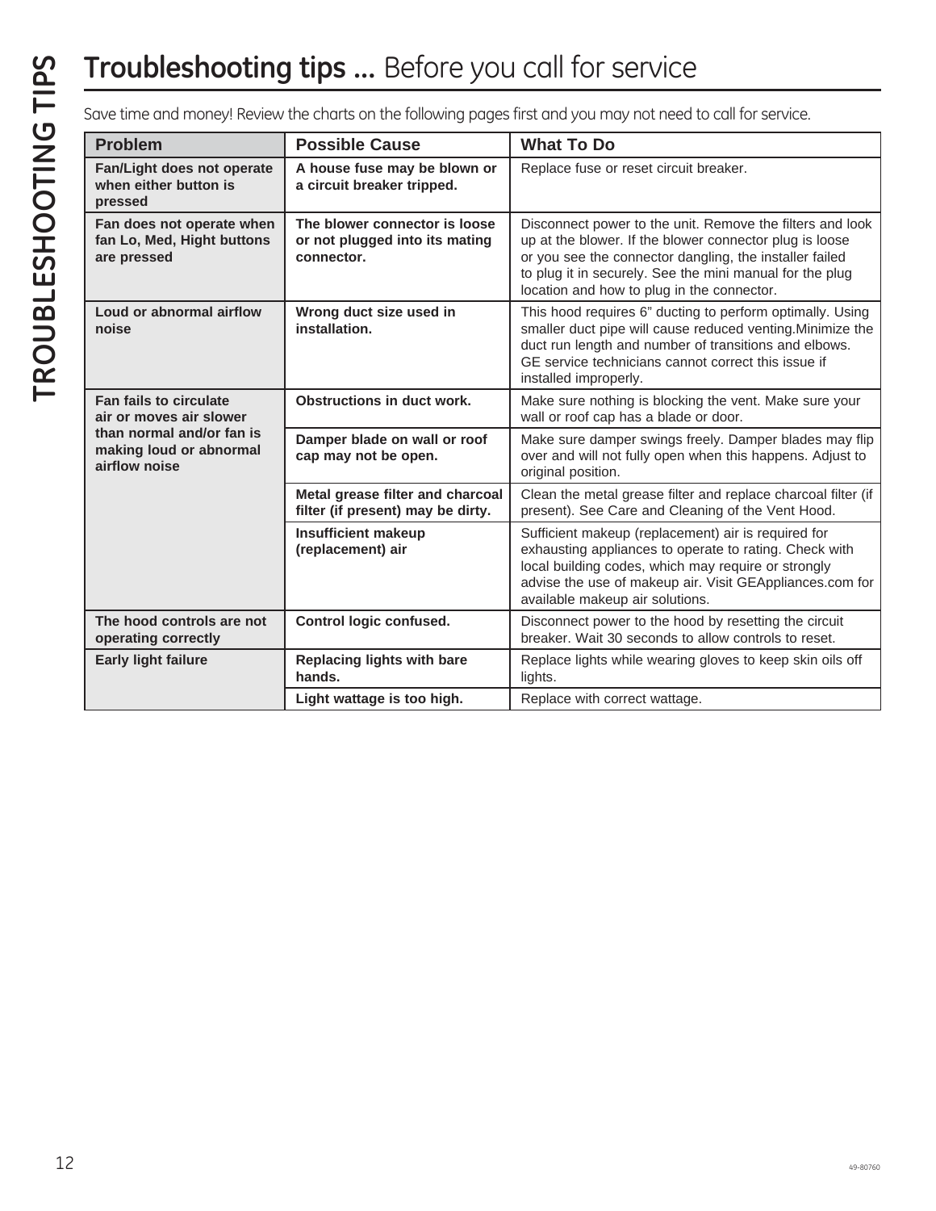# **Troubleshooting tips ...** Before you call for service

Save time and money! Review the charts on the following pages first and you may not need to call for service.

| Problem | Possible Cause | What To Do |
|---|---|---|
| **Fan/Light does not operate when either button is pressed** | **A house fuse may be blown or a circuit breaker tripped.** | Replace fuse or reset circuit breaker. |
| **Fan does not operate when fan Lo, Med, Hight buttons are pressed** | **The blower connector is loose or not plugged into its mating connector.** | Disconnect power to the unit. Remove the filters and look up at the blower. If the blower connector plug is loose or you see the connector dangling, the installer failed to plug it in securely. See the mini manual for the plug location and how to plug in the connector. |
| **Loud or abnormal airflow noise** | **Wrong duct size used in installation.** | This hood requires 6" ducting to perform optimally. Using smaller duct pipe will cause reduced venting.Minimize the duct run length and number of transitions and elbows. GE service technicians cannot correct this issue if installed improperly. |
| **Fan fails to circulate air or moves air slower than normal and/or fan is making loud or abnormal airflow noise** | **Obstructions in duct work.** | Make sure nothing is blocking the vent. Make sure your wall or roof cap has a blade or door. |
| | **Damper blade on wall or roof cap may not be open.** | Make sure damper swings freely. Damper blades may flip over and will not fully open when this happens. Adjust to original position. |
| | **Metal grease filter and charcoal filter (if present) may be dirty.** | Clean the metal grease filter and replace charcoal filter (if present). See Care and Cleaning of the Vent Hood. |
| | **Insufficient makeup (replacement) air** | Sufficient makeup (replacement) air is required for exhausting appliances to operate to rating. Check with local building codes, which may require or strongly advise the use of makeup air. Visit GEAppliances.com for available makeup air solutions. |
| **The hood controls are not operating correctly** | **Control logic confused.** | Disconnect power to the hood by resetting the circuit breaker. Wait 30 seconds to allow controls to reset. |
| **Early light failure** | **Replacing lights with bare hands.** | Replace lights while wearing gloves to keep skin oils off lights. |
| | **Light wattage is too high.** | Replace with correct wattage. |